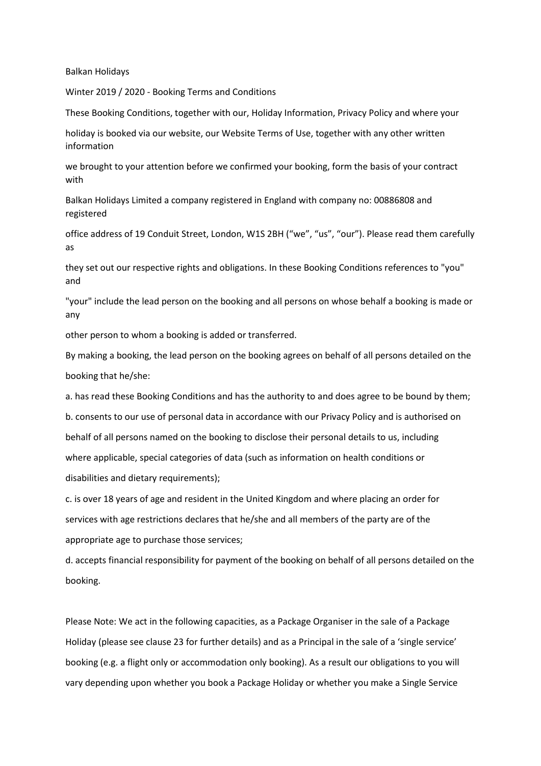Balkan Holidays

Winter 2019 / 2020 - Booking Terms and Conditions

These Booking Conditions, together with our, Holiday Information, Privacy Policy and where your holiday is booked via our website, our Website Terms of Use, together with any other written information we brought to your attention before we confirmed your booking, form the basis of your contract with Balkan Holidays Limited a company registered in England with company no: 00886808 and registered office address of 19 Conduit Street, London, W1S 2BH ("we", "us", "our"). Please read them carefully as they set out our respective rights and obligations. In these Booking Conditions references to "you" and "your" include the lead person on the booking and all persons on whose behalf a booking is made or any other person to whom a booking is added or transferred.

By making a booking, the lead person on the booking agrees on behalf of all persons detailed on the booking that he/she:

a. has read these Booking Conditions and has the authority to and does agree to be bound by them;

b. consents to our use of personal data in accordance with our Privacy Policy and is authorised on behalf of all persons named on the booking to disclose their personal details to us, including where applicable, special categories of data (such as information on health conditions or disabilities and dietary requirements);

c. is over 18 years of age and resident in the United Kingdom and where placing an order for services with age restrictions declares that he/she and all members of the party are of the appropriate age to purchase those services;

d. accepts financial responsibility for payment of the booking on behalf of all persons detailed on the booking.

Please Note: We act in the following capacities, as a Package Organiser in the sale of a Package Holiday (please see clause 23 for further details) and as a Principal in the sale of a 'single service' booking (e.g. a flight only or accommodation only booking). As a result our obligations to you will vary depending upon whether you book a Package Holiday or whether you make a Single Service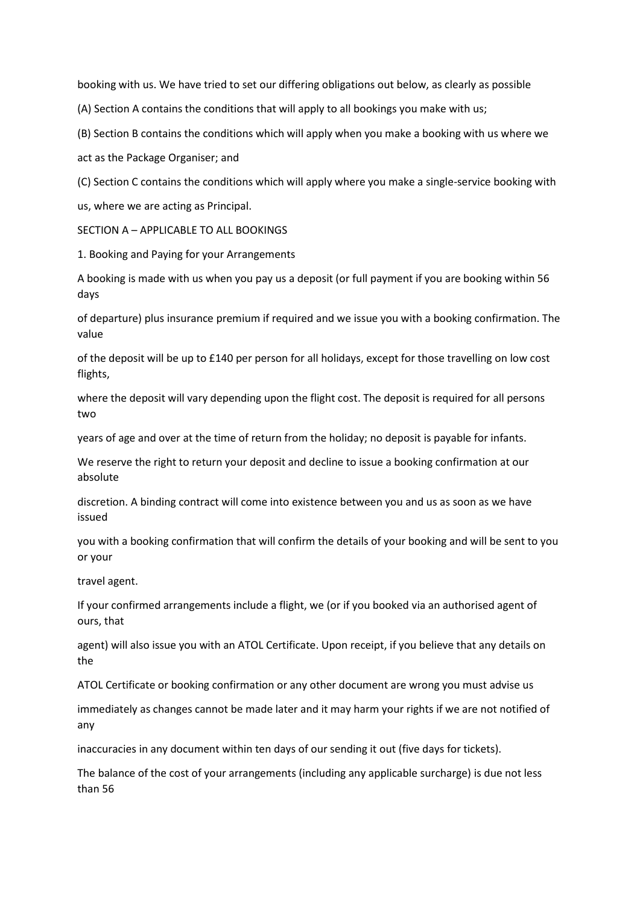booking with us. We have tried to set our differing obligations out below, as clearly as possible

(A) Section A contains the conditions that will apply to all bookings you make with us;

(B) Section B contains the conditions which will apply when you make a booking with us where we act as the Package Organiser; and

(C) Section C contains the conditions which will apply where you make a single-service booking with us, where we are acting as Principal.

## SECTION A – APPLICABLE TO ALL BOOKINGS

### 1. Booking and Paying for your Arrangements

A booking is made with us when you pay us a deposit (or full payment if you are booking within 56 days of departure) plus insurance premium if required and we issue you with a booking confirmation. The value of the deposit will be up to £140 per person for all holidays, except for those travelling on low cost flights, where the deposit will vary depending upon the flight cost. The deposit is required for all persons two years of age and over at the time of return from the holiday; no deposit is payable for infants.

We reserve the right to return your deposit and decline to issue a booking confirmation at our absolute discretion. A binding contract will come into existence between you and us as soon as we have issued you with a booking confirmation that will confirm the details of your booking and will be sent to you or your travel agent.

If your confirmed arrangements include a flight, we (or if you booked via an authorised agent of ours, that agent) will also issue you with an ATOL Certificate. Upon receipt, if you believe that any details on the ATOL Certificate or booking confirmation or any other document are wrong you must advise us immediately as changes cannot be made later and it may harm your rights if we are not notified of any inaccuracies in any document within ten days of our sending it out (five days for tickets).

The balance of the cost of your arrangements (including any applicable surcharge) is due not less than 56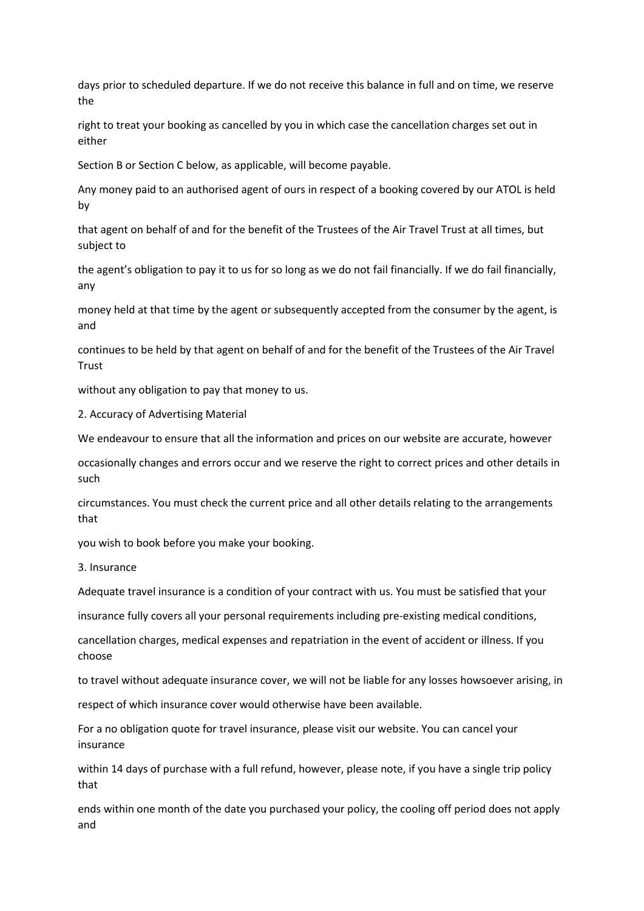days prior to scheduled departure. If we do not receive this balance in full and on time, we reserve the right to treat your booking as cancelled by you in which case the cancellation charges set out in either Section B or Section C below, as applicable, will become payable.

Any money paid to an authorised agent of ours in respect of a booking covered by our ATOL is held by that agent on behalf of and for the benefit of the Trustees of the Air Travel Trust at all times, but subject to the agent's obligation to pay it to us for so long as we do not fail financially. If we do fail financially, any money held at that time by the agent or subsequently accepted from the consumer by the agent, is and continues to be held by that agent on behalf of and for the benefit of the Trustees of the Air Travel Trust without any obligation to pay that money to us.

## 2. Accuracy of Advertising Material

We endeavour to ensure that all the information and prices on our website are accurate, however occasionally changes and errors occur and we reserve the right to correct prices and other details in such circumstances. You must check the current price and all other details relating to the arrangements that you wish to book before you make your booking.

## 3. Insurance

Adequate travel insurance is a condition of your contract with us. You must be satisfied that your insurance fully covers all your personal requirements including pre-existing medical conditions, cancellation charges, medical expenses and repatriation in the event of accident or illness. If you choose to travel without adequate insurance cover, we will not be liable for any losses howsoever arising, in respect of which insurance cover would otherwise have been available.

For a no obligation quote for travel insurance, please visit our website. You can cancel your insurance within 14 days of purchase with a full refund, however, please note, if you have a single trip policy that ends within one month of the date you purchased your policy, the cooling off period does not apply and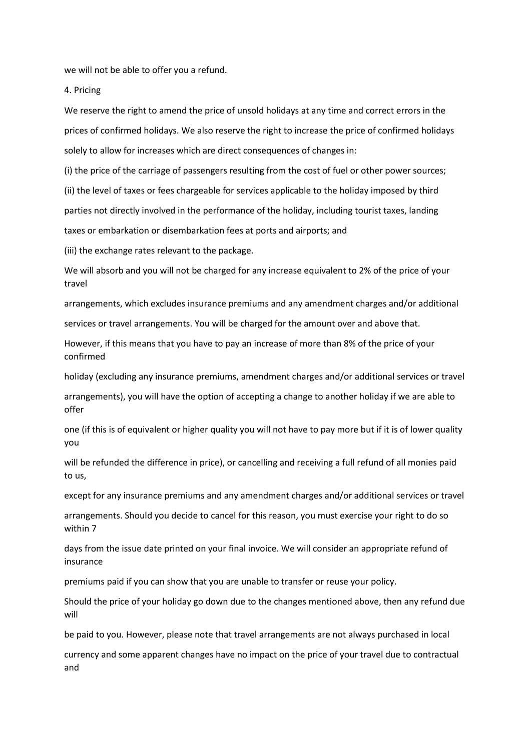we will not be able to offer you a refund.

4. Pricing

We reserve the right to amend the price of unsold holidays at any time and correct errors in the prices of confirmed holidays. We also reserve the right to increase the price of confirmed holidays solely to allow for increases which are direct consequences of changes in:

(i) the price of the carriage of passengers resulting from the cost of fuel or other power sources;

(ii) the level of taxes or fees chargeable for services applicable to the holiday imposed by third parties not directly involved in the performance of the holiday, including tourist taxes, landing taxes or embarkation or disembarkation fees at ports and airports; and

(iii) the exchange rates relevant to the package.

We will absorb and you will not be charged for any increase equivalent to 2% of the price of your travel arrangements, which excludes insurance premiums and any amendment charges and/or additional services or travel arrangements. You will be charged for the amount over and above that.

However, if this means that you have to pay an increase of more than 8% of the price of your confirmed holiday (excluding any insurance premiums, amendment charges and/or additional services or travel arrangements), you will have the option of accepting a change to another holiday if we are able to offer one (if this is of equivalent or higher quality you will not have to pay more but if it is of lower quality you will be refunded the difference in price), or cancelling and receiving a full refund of all monies paid to us, except for any insurance premiums and any amendment charges and/or additional services or travel arrangements. Should you decide to cancel for this reason, you must exercise your right to do so within 7 days from the issue date printed on your final invoice. We will consider an appropriate refund of insurance premiums paid if you can show that you are unable to transfer or reuse your policy.

Should the price of your holiday go down due to the changes mentioned above, then any refund due will be paid to you. However, please note that travel arrangements are not always purchased in local currency and some apparent changes have no impact on the price of your travel due to contractual and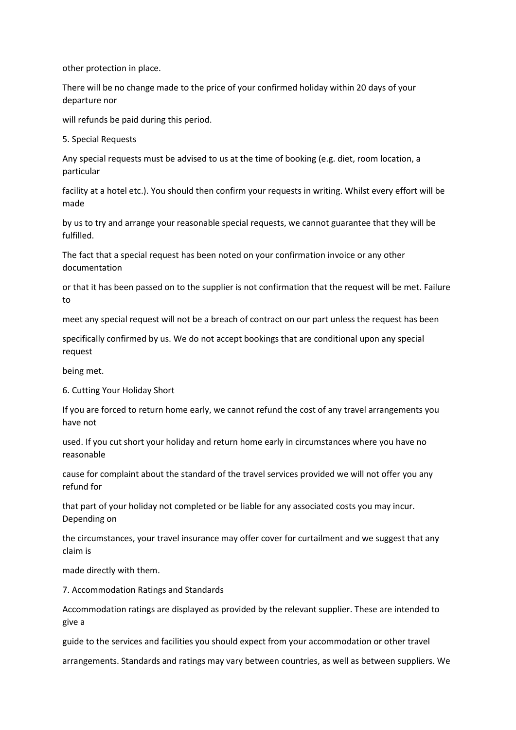other protection in place.

There will be no change made to the price of your confirmed holiday within 20 days of your departure nor will refunds be paid during this period.

## 5. Special Requests

Any special requests must be advised to us at the time of booking (e.g. diet, room location, a particular facility at a hotel etc.). You should then confirm your requests in writing. Whilst every effort will be made by us to try and arrange your reasonable special requests, we cannot guarantee that they will be fulfilled.

The fact that a special request has been noted on your confirmation invoice or any other documentation or that it has been passed on to the supplier is not confirmation that the request will be met. Failure to meet any special request will not be a breach of contract on our part unless the request has been specifically confirmed by us. We do not accept bookings that are conditional upon any special request being met.

## 6. Cutting Your Holiday Short

If you are forced to return home early, we cannot refund the cost of any travel arrangements you have not used. If you cut short your holiday and return home early in circumstances where you have no reasonable cause for complaint about the standard of the travel services provided we will not offer you any refund for that part of your holiday not completed or be liable for any associated costs you may incur. Depending on the circumstances, your travel insurance may offer cover for curtailment and we suggest that any claim is made directly with them.

## 7. Accommodation Ratings and Standards

Accommodation ratings are displayed as provided by the relevant supplier. These are intended to give a guide to the services and facilities you should expect from your accommodation or other travel arrangements. Standards and ratings may vary between countries, as well as between suppliers. We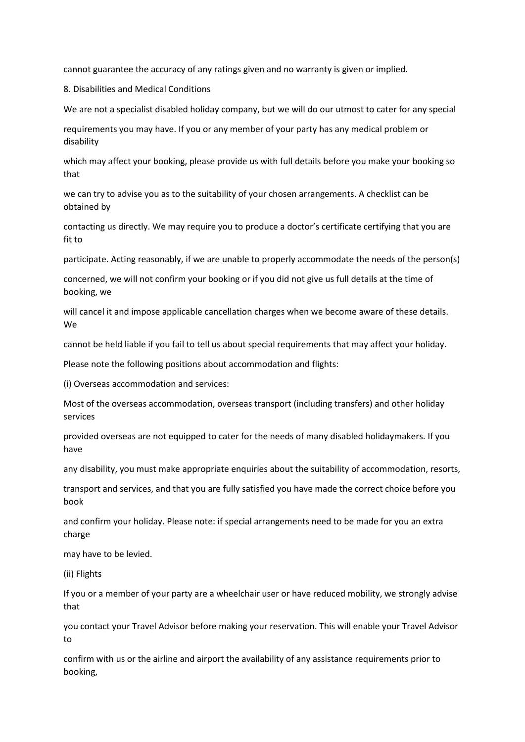cannot guarantee the accuracy of any ratings given and no warranty is given or implied.

## 8. Disabilities and Medical Conditions

We are not a specialist disabled holiday company, but we will do our utmost to cater for any special requirements you may have. If you or any member of your party has any medical problem or disability which may affect your booking, please provide us with full details before you make your booking so that we can try to advise you as to the suitability of your chosen arrangements. A checklist can be obtained by contacting us directly. We may require you to produce a doctor's certificate certifying that you are fit to participate. Acting reasonably, if we are unable to properly accommodate the needs of the person(s) concerned, we will not confirm your booking or if you did not give us full details at the time of booking, we will cancel it and impose applicable cancellation charges when we become aware of these details. We cannot be held liable if you fail to tell us about special requirements that may affect your holiday.

Please note the following positions about accommodation and flights:

(i) Overseas accommodation and services:

Most of the overseas accommodation, overseas transport (including transfers) and other holiday services provided overseas are not equipped to cater for the needs of many disabled holidaymakers. If you have any disability, you must make appropriate enquiries about the suitability of accommodation, resorts, transport and services, and that you are fully satisfied you have made the correct choice before you book and confirm your holiday. Please note: if special arrangements need to be made for you an extra charge may have to be levied.

(ii) Flights

If you or a member of your party are a wheelchair user or have reduced mobility, we strongly advise that you contact your Travel Advisor before making your reservation. This will enable your Travel Advisor to confirm with us or the airline and airport the availability of any assistance requirements prior to booking,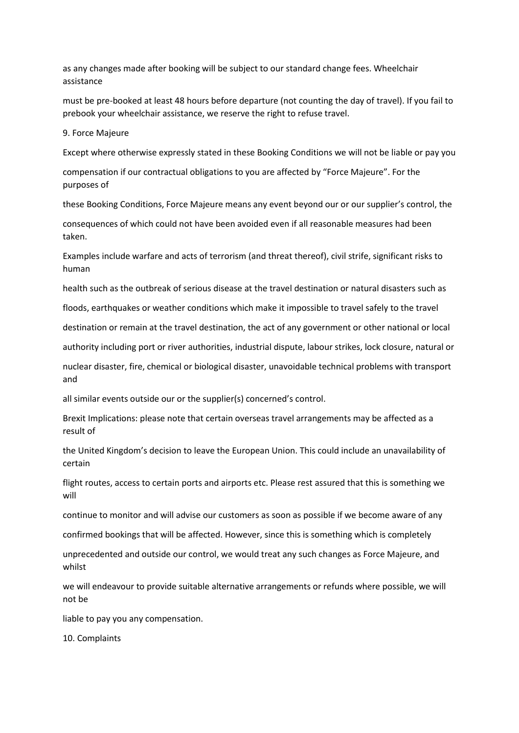as any changes made after booking will be subject to our standard change fees. Wheelchair assistance must be pre-booked at least 48 hours before departure (not counting the day of travel). If you fail to prebook your wheelchair assistance, we reserve the right to refuse travel.

## 9. Force Majeure

Except where otherwise expressly stated in these Booking Conditions we will not be liable or pay you compensation if our contractual obligations to you are affected by "Force Majeure". For the purposes of these Booking Conditions, Force Majeure means any event beyond our or our supplier's control, the consequences of which could not have been avoided even if all reasonable measures had been taken.

Examples include warfare and acts of terrorism (and threat thereof), civil strife, significant risks to human health such as the outbreak of serious disease at the travel destination or natural disasters such as floods, earthquakes or weather conditions which make it impossible to travel safely to the travel destination or remain at the travel destination, the act of any government or other national or local authority including port or river authorities, industrial dispute, labour strikes, lock closure, natural or nuclear disaster, fire, chemical or biological disaster, unavoidable technical problems with transport and all similar events outside our or the supplier(s) concerned's control.

Brexit Implications: please note that certain overseas travel arrangements may be affected as a result of the United Kingdom's decision to leave the European Union. This could include an unavailability of certain flight routes, access to certain ports and airports etc. Please rest assured that this is something we will continue to monitor and will advise our customers as soon as possible if we become aware of any confirmed bookings that will be affected. However, since this is something which is completely unprecedented and outside our control, we would treat any such changes as Force Majeure, and whilst we will endeavour to provide suitable alternative arrangements or refunds where possible, we will not be liable to pay you any compensation.

## 10. Complaints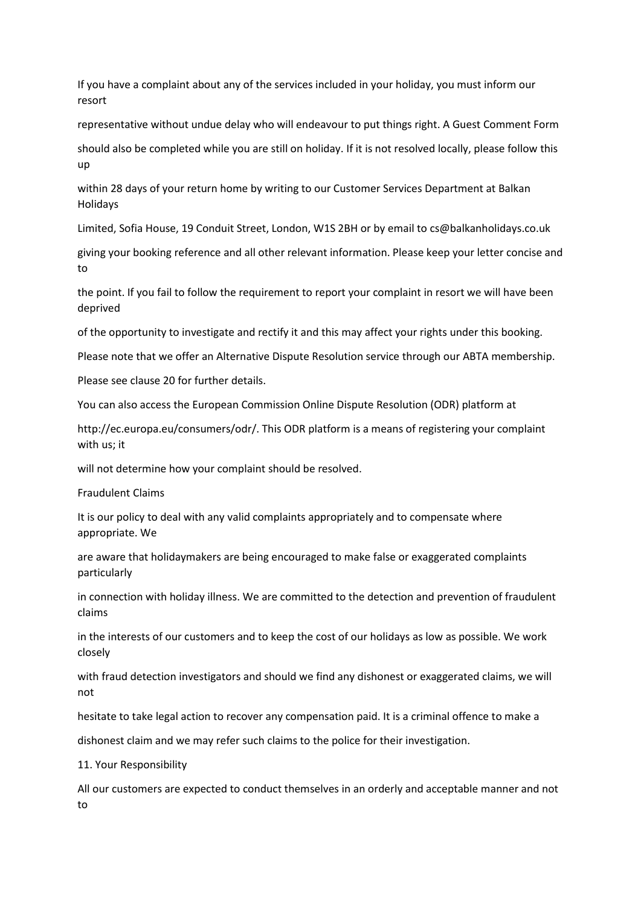If you have a complaint about any of the services included in your holiday, you must inform our resort representative without undue delay who will endeavour to put things right. A Guest Comment Form should also be completed while you are still on holiday. If it is not resolved locally, please follow this up within 28 days of your return home by writing to our Customer Services Department at Balkan Holidays Limited, Sofia House, 19 Conduit Street, London, W1S 2BH or by email to cs@balkanholidays.co.uk giving your booking reference and all other relevant information. Please keep your letter concise and to the point. If you fail to follow the requirement to report your complaint in resort we will have been deprived of the opportunity to investigate and rectify it and this may affect your rights under this booking.

Please note that we offer an Alternative Dispute Resolution service through our ABTA membership.

Please see clause 20 for further details.

You can also access the European Commission Online Dispute Resolution (ODR) platform at http://ec.europa.eu/consumers/odr/. This ODR platform is a means of registering your complaint with us; it will not determine how your complaint should be resolved.

Fraudulent Claims

It is our policy to deal with any valid complaints appropriately and to compensate where appropriate. We are aware that holidaymakers are being encouraged to make false or exaggerated complaints particularly in connection with holiday illness. We are committed to the detection and prevention of fraudulent claims in the interests of our customers and to keep the cost of our holidays as low as possible. We work closely with fraud detection investigators and should we find any dishonest or exaggerated claims, we will not hesitate to take legal action to recover any compensation paid. It is a criminal offence to make a dishonest claim and we may refer such claims to the police for their investigation.

11. Your Responsibility

All our customers are expected to conduct themselves in an orderly and acceptable manner and not to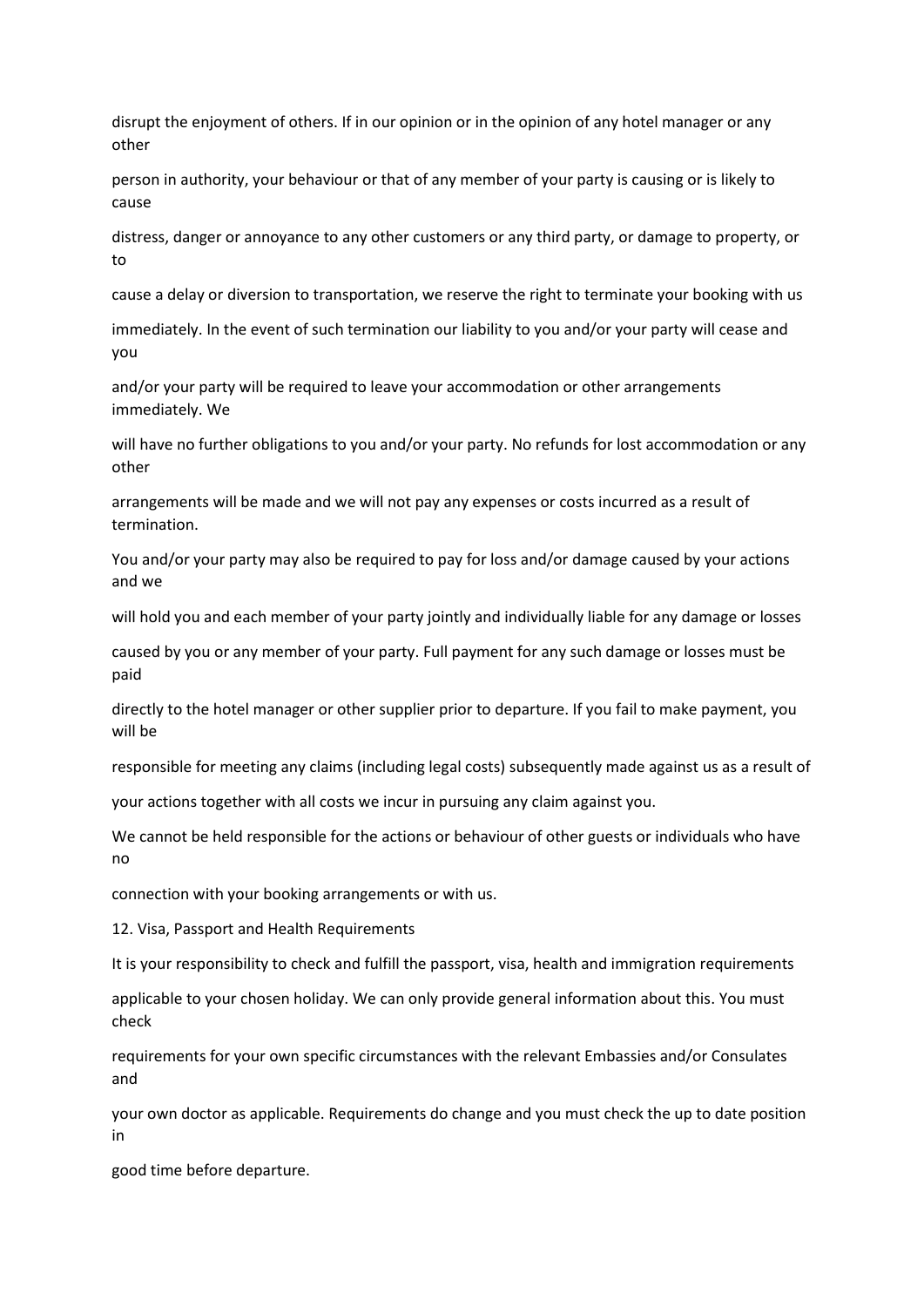disrupt the enjoyment of others. If in our opinion or in the opinion of any hotel manager or any other person in authority, your behaviour or that of any member of your party is causing or is likely to cause distress, danger or annoyance to any other customers or any third party, or damage to property, or to cause a delay or diversion to transportation, we reserve the right to terminate your booking with us immediately. In the event of such termination our liability to you and/or your party will cease and you and/or your party will be required to leave your accommodation or other arrangements immediately. We will have no further obligations to you and/or your party. No refunds for lost accommodation or any other arrangements will be made and we will not pay any expenses or costs incurred as a result of termination.

You and/or your party may also be required to pay for loss and/or damage caused by your actions and we will hold you and each member of your party jointly and individually liable for any damage or losses caused by you or any member of your party. Full payment for any such damage or losses must be paid directly to the hotel manager or other supplier prior to departure. If you fail to make payment, you will be responsible for meeting any claims (including legal costs) subsequently made against us as a result of your actions together with all costs we incur in pursuing any claim against you.

We cannot be held responsible for the actions or behaviour of other guests or individuals who have no connection with your booking arrangements or with us.

## 12. Visa, Passport and Health Requirements

It is your responsibility to check and fulfill the passport, visa, health and immigration requirements applicable to your chosen holiday. We can only provide general information about this. You must check requirements for your own specific circumstances with the relevant Embassies and/or Consulates and your own doctor as applicable. Requirements do change and you must check the up to date position in good time before departure.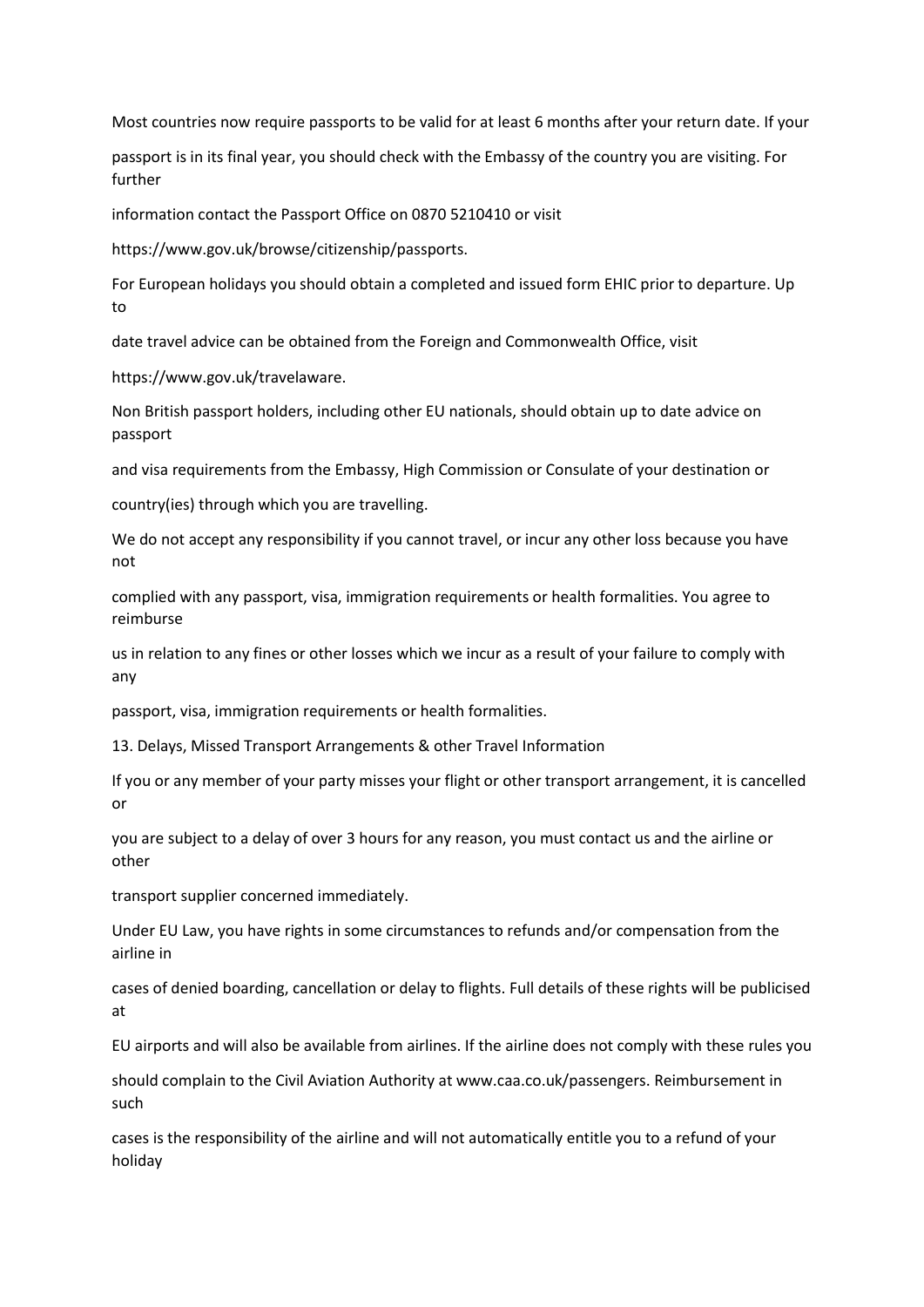Most countries now require passports to be valid for at least 6 months after your return date. If your passport is in its final year, you should check with the Embassy of the country you are visiting. For further information contact the Passport Office on 0870 5210410 or visit https://www.gov.uk/browse/citizenship/passports.

For European holidays you should obtain a completed and issued form EHIC prior to departure. Up to date travel advice can be obtained from the Foreign and Commonwealth Office, visit https://www.gov.uk/travelaware.

Non British passport holders, including other EU nationals, should obtain up to date advice on passport and visa requirements from the Embassy, High Commission or Consulate of your destination or country(ies) through which you are travelling.

We do not accept any responsibility if you cannot travel, or incur any other loss because you have not complied with any passport, visa, immigration requirements or health formalities. You agree to reimburse us in relation to any fines or other losses which we incur as a result of your failure to comply with any passport, visa, immigration requirements or health formalities.

## 13. Delays, Missed Transport Arrangements & other Travel Information

If you or any member of your party misses your flight or other transport arrangement, it is cancelled or you are subject to a delay of over 3 hours for any reason, you must contact us and the airline or other transport supplier concerned immediately.

Under EU Law, you have rights in some circumstances to refunds and/or compensation from the airline in cases of denied boarding, cancellation or delay to flights. Full details of these rights will be publicised at EU airports and will also be available from airlines. If the airline does not comply with these rules you should complain to the Civil Aviation Authority at www.caa.co.uk/passengers. Reimbursement in such cases is the responsibility of the airline and will not automatically entitle you to a refund of your holiday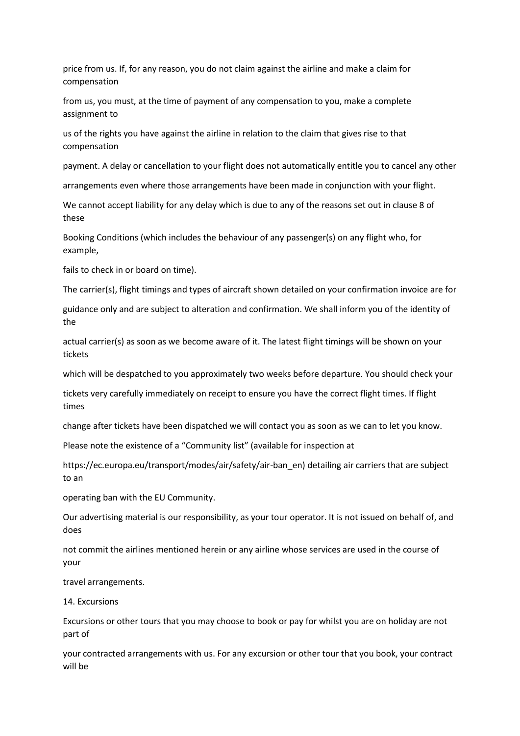price from us. If, for any reason, you do not claim against the airline and make a claim for compensation from us, you must, at the time of payment of any compensation to you, make a complete assignment to us of the rights you have against the airline in relation to the claim that gives rise to that compensation payment. A delay or cancellation to your flight does not automatically entitle you to cancel any other arrangements even where those arrangements have been made in conjunction with your flight.

We cannot accept liability for any delay which is due to any of the reasons set out in clause 8 of these Booking Conditions (which includes the behaviour of any passenger(s) on any flight who, for example, fails to check in or board on time).

The carrier(s), flight timings and types of aircraft shown detailed on your confirmation invoice are for guidance only and are subject to alteration and confirmation. We shall inform you of the identity of the actual carrier(s) as soon as we become aware of it. The latest flight timings will be shown on your tickets which will be despatched to you approximately two weeks before departure. You should check your tickets very carefully immediately on receipt to ensure you have the correct flight times. If flight times change after tickets have been dispatched we will contact you as soon as we can to let you know.

Please note the existence of a "Community list" (available for inspection at https://ec.europa.eu/transport/modes/air/safety/air-ban_en) detailing air carriers that are subject to an operating ban with the EU Community.

Our advertising material is our responsibility, as your tour operator. It is not issued on behalf of, and does not commit the airlines mentioned herein or any airline whose services are used in the course of your travel arrangements.

## 14. Excursions

Excursions or other tours that you may choose to book or pay for whilst you are on holiday are not part of your contracted arrangements with us. For any excursion or other tour that you book, your contract will be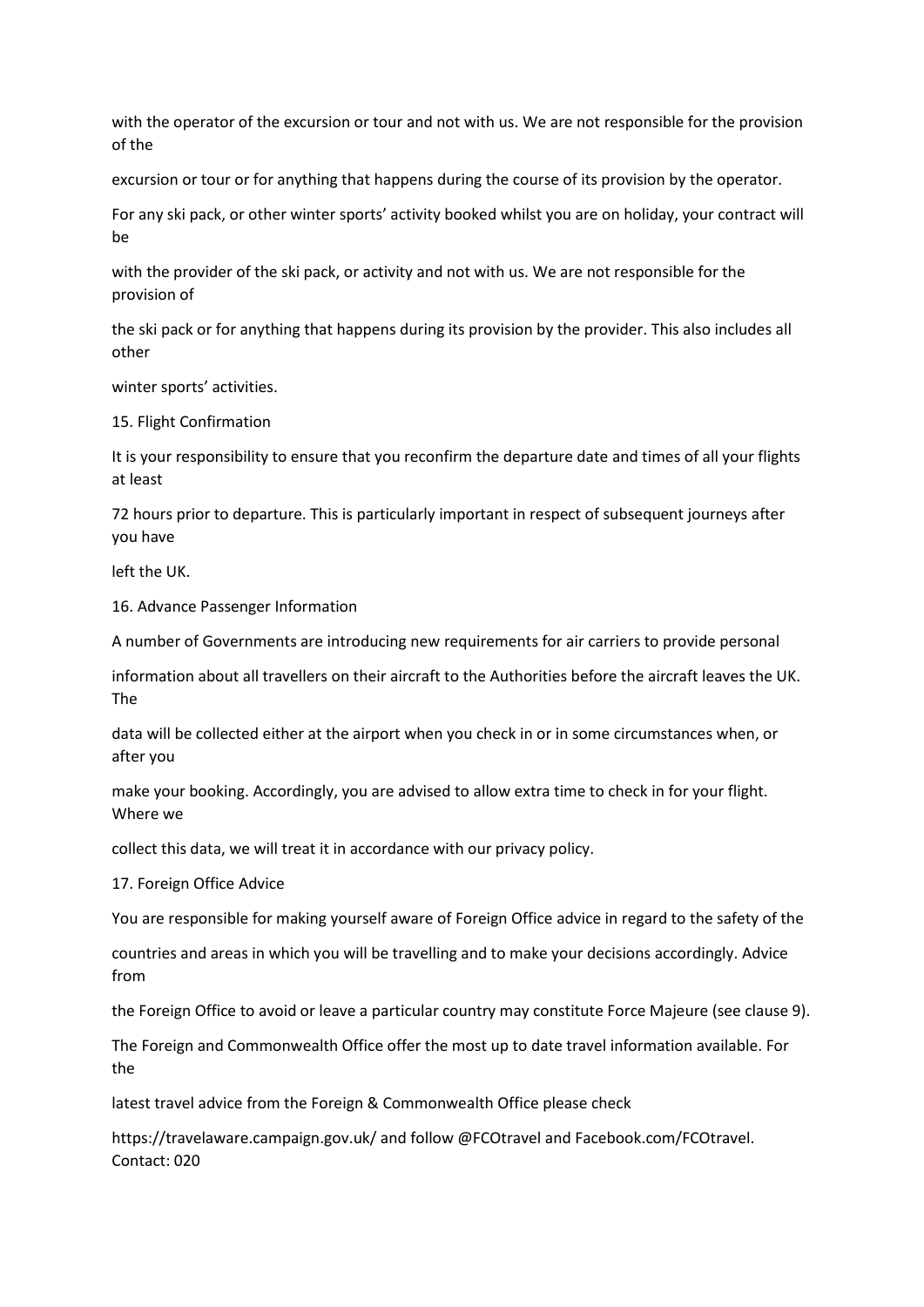with the operator of the excursion or tour and not with us. We are not responsible for the provision of the excursion or tour or for anything that happens during the course of its provision by the operator.

For any ski pack, or other winter sports' activity booked whilst you are on holiday, your contract will be with the provider of the ski pack, or activity and not with us. We are not responsible for the provision of the ski pack or for anything that happens during its provision by the provider. This also includes all other winter sports' activities.

## 15. Flight Confirmation

It is your responsibility to ensure that you reconfirm the departure date and times of all your flights at least 72 hours prior to departure. This is particularly important in respect of subsequent journeys after you have left the UK.

## 16. Advance Passenger Information

A number of Governments are introducing new requirements for air carriers to provide personal information about all travellers on their aircraft to the Authorities before the aircraft leaves the UK. The data will be collected either at the airport when you check in or in some circumstances when, or after you make your booking. Accordingly, you are advised to allow extra time to check in for your flight. Where we collect this data, we will treat it in accordance with our privacy policy.

## 17. Foreign Office Advice

You are responsible for making yourself aware of Foreign Office advice in regard to the safety of the countries and areas in which you will be travelling and to make your decisions accordingly. Advice from the Foreign Office to avoid or leave a particular country may constitute Force Majeure (see clause 9).

The Foreign and Commonwealth Office offer the most up to date travel information available. For the latest travel advice from the Foreign & Commonwealth Office please check https://travelaware.campaign.gov.uk/ and follow @FCOtravel and Facebook.com/FCOtravel. Contact: 020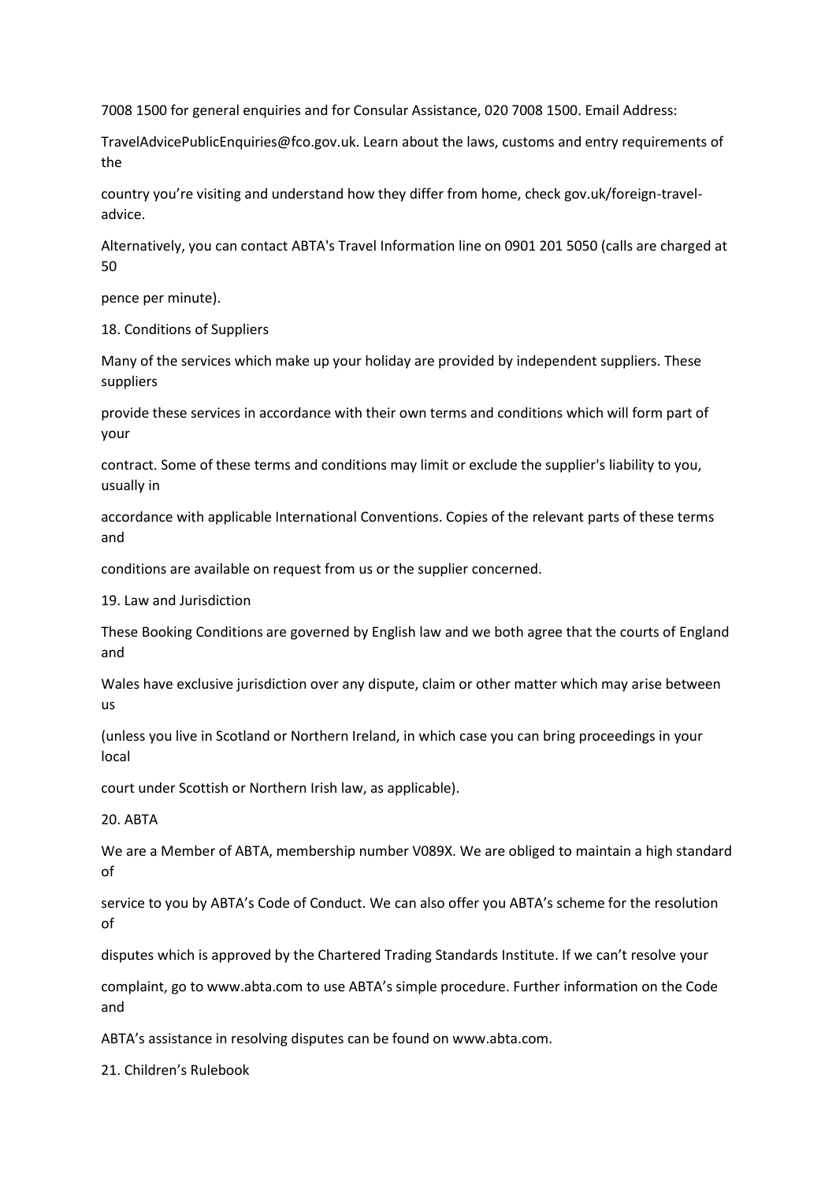7008 1500 for general enquiries and for Consular Assistance, 020 7008 1500. Email Address: TravelAdvicePublicEnquiries@fco.gov.uk. Learn about the laws, customs and entry requirements of the country you're visiting and understand how they differ from home, check gov.uk/foreign-travel-advice.

Alternatively, you can contact ABTA's Travel Information line on 0901 201 5050 (calls are charged at 50 pence per minute).

## 18. Conditions of Suppliers

Many of the services which make up your holiday are provided by independent suppliers. These suppliers provide these services in accordance with their own terms and conditions which will form part of your contract. Some of these terms and conditions may limit or exclude the supplier's liability to you, usually in accordance with applicable International Conventions. Copies of the relevant parts of these terms and conditions are available on request from us or the supplier concerned.

## 19. Law and Jurisdiction

These Booking Conditions are governed by English law and we both agree that the courts of England and Wales have exclusive jurisdiction over any dispute, claim or other matter which may arise between us (unless you live in Scotland or Northern Ireland, in which case you can bring proceedings in your local court under Scottish or Northern Irish law, as applicable).

## 20. ABTA

We are a Member of ABTA, membership number V089X. We are obliged to maintain a high standard of service to you by ABTA's Code of Conduct. We can also offer you ABTA's scheme for the resolution of disputes which is approved by the Chartered Trading Standards Institute. If we can't resolve your complaint, go to www.abta.com to use ABTA's simple procedure. Further information on the Code and ABTA's assistance in resolving disputes can be found on www.abta.com.

## 21. Children's Rulebook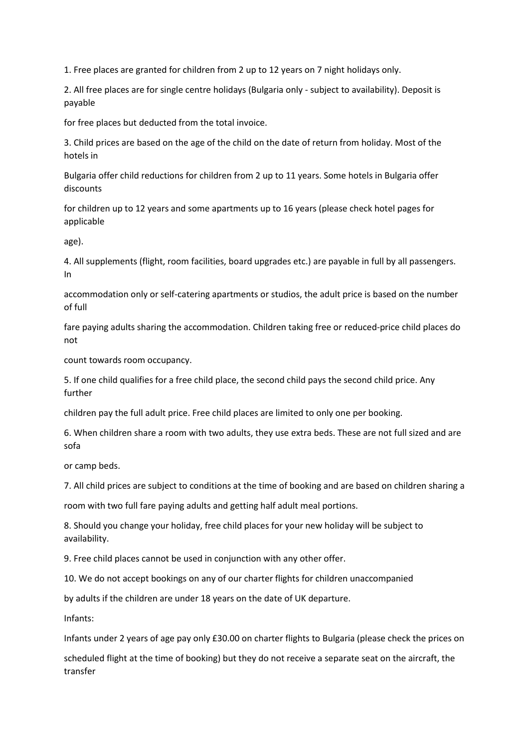1. Free places are granted for children from 2 up to 12 years on 7 night holidays only.

2. All free places are for single centre holidays (Bulgaria only - subject to availability). Deposit is payable for free places but deducted from the total invoice.

3. Child prices are based on the age of the child on the date of return from holiday. Most of the hotels in Bulgaria offer child reductions for children from 2 up to 11 years. Some hotels in Bulgaria offer discounts for children up to 12 years and some apartments up to 16 years (please check hotel pages for applicable age).

4. All supplements (flight, room facilities, board upgrades etc.) are payable in full by all passengers. In accommodation only or self-catering apartments or studios, the adult price is based on the number of full fare paying adults sharing the accommodation. Children taking free or reduced-price child places do not count towards room occupancy.

5. If one child qualifies for a free child place, the second child pays the second child price. Any further children pay the full adult price. Free child places are limited to only one per booking.

6. When children share a room with two adults, they use extra beds. These are not full sized and are sofa or camp beds.

7. All child prices are subject to conditions at the time of booking and are based on children sharing a room with two full fare paying adults and getting half adult meal portions.

8. Should you change your holiday, free child places for your new holiday will be subject to availability.

9. Free child places cannot be used in conjunction with any other offer.

10. We do not accept bookings on any of our charter flights for children unaccompanied by adults if the children are under 18 years on the date of UK departure.

Infants:

Infants under 2 years of age pay only £30.00 on charter flights to Bulgaria (please check the prices on scheduled flight at the time of booking) but they do not receive a separate seat on the aircraft, the transfer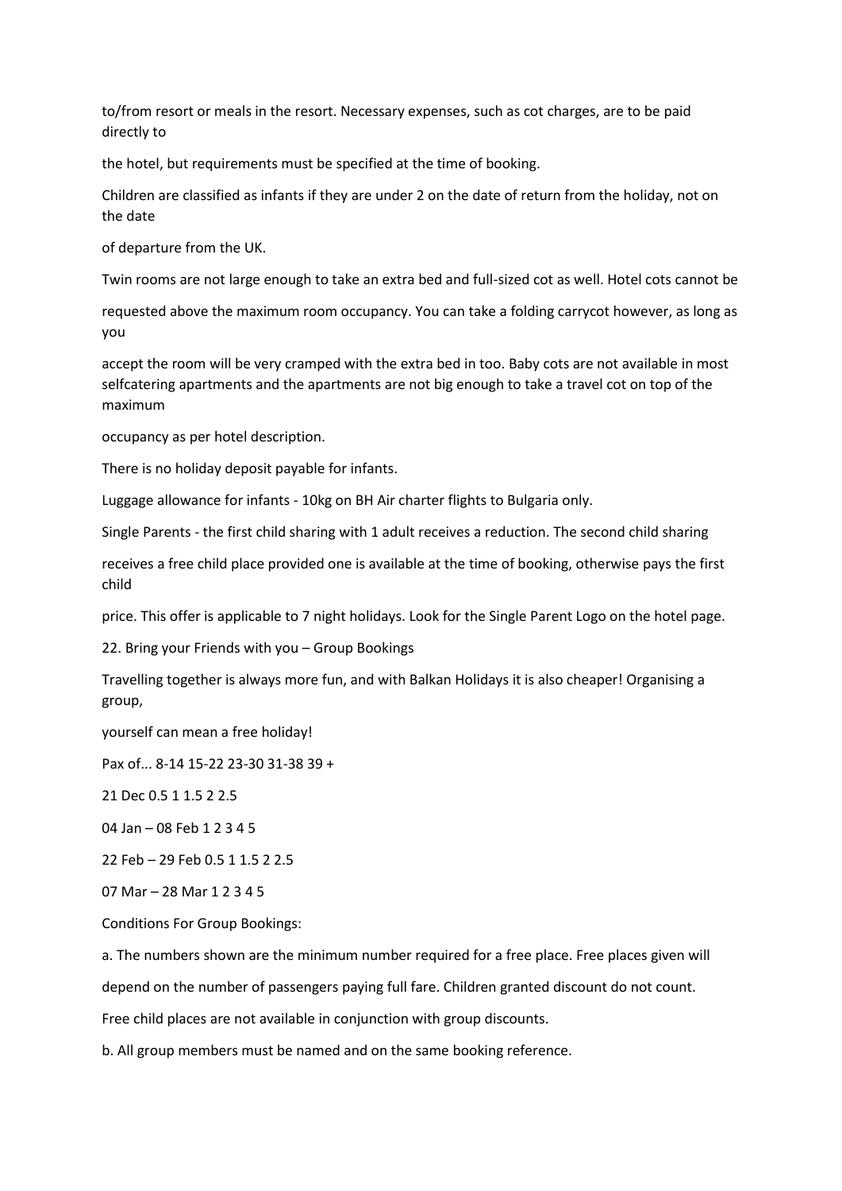to/from resort or meals in the resort. Necessary expenses, such as cot charges, are to be paid directly to the hotel, but requirements must be specified at the time of booking.

Children are classified as infants if they are under 2 on the date of return from the holiday, not on the date of departure from the UK.

Twin rooms are not large enough to take an extra bed and full-sized cot as well. Hotel cots cannot be requested above the maximum room occupancy. You can take a folding carrycot however, as long as you accept the room will be very cramped with the extra bed in too. Baby cots are not available in most selfcatering apartments and the apartments are not big enough to take a travel cot on top of the maximum occupancy as per hotel description.

There is no holiday deposit payable for infants.

Luggage allowance for infants - 10kg on BH Air charter flights to Bulgaria only.

Single Parents - the first child sharing with 1 adult receives a reduction. The second child sharing receives a free child place provided one is available at the time of booking, otherwise pays the first child price. This offer is applicable to 7 night holidays. Look for the Single Parent Logo on the hotel page.

## 22. Bring your Friends with you – Group Bookings

Travelling together is always more fun, and with Balkan Holidays it is also cheaper! Organising a group, yourself can mean a free holiday!

| Pax of... | 8-14 | 15-22 | 23-30 | 31-38 | 39 + |
|---|---|---|---|---|---|
| 21 Dec | 0.5 | 1 | 1.5 | 2 | 2.5 |
| 04 Jan – 08 Feb | 1 | 2 | 3 | 4 | 5 |
| 22 Feb – 29 Feb | 0.5 | 1 | 1.5 | 2 | 2.5 |
| 07 Mar – 28 Mar | 1 | 2 | 3 | 4 | 5 |

Conditions For Group Bookings:

a. The numbers shown are the minimum number required for a free place. Free places given will depend on the number of passengers paying full fare. Children granted discount do not count. Free child places are not available in conjunction with group discounts.

b. All group members must be named and on the same booking reference.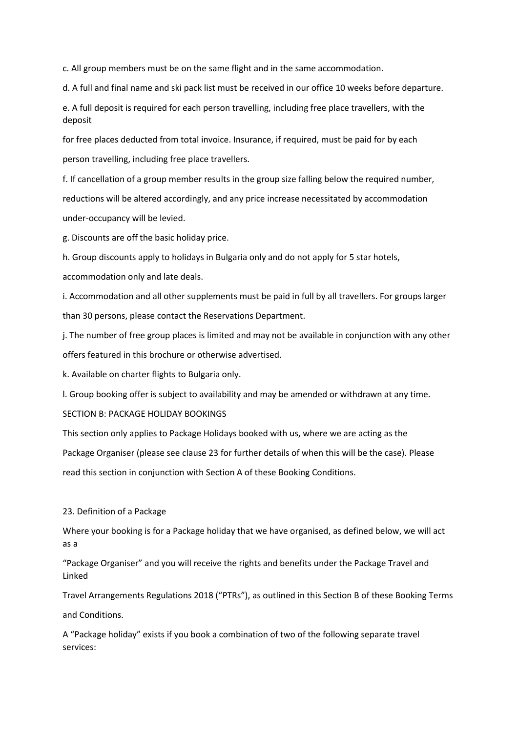c. All group members must be on the same flight and in the same accommodation.

d. A full and final name and ski pack list must be received in our office 10 weeks before departure.

e. A full deposit is required for each person travelling, including free place travellers, with the deposit for free places deducted from total invoice. Insurance, if required, must be paid for by each person travelling, including free place travellers.

f. If cancellation of a group member results in the group size falling below the required number, reductions will be altered accordingly, and any price increase necessitated by accommodation under-occupancy will be levied.

g. Discounts are off the basic holiday price.

h. Group discounts apply to holidays in Bulgaria only and do not apply for 5 star hotels, accommodation only and late deals.

i. Accommodation and all other supplements must be paid in full by all travellers. For groups larger than 30 persons, please contact the Reservations Department.

j. The number of free group places is limited and may not be available in conjunction with any other offers featured in this brochure or otherwise advertised.

k. Available on charter flights to Bulgaria only.

l. Group booking offer is subject to availability and may be amended or withdrawn at any time.

## SECTION B: PACKAGE HOLIDAY BOOKINGS

This section only applies to Package Holidays booked with us, where we are acting as the Package Organiser (please see clause 23 for further details of when this will be the case). Please read this section in conjunction with Section A of these Booking Conditions.

### 23. Definition of a Package

Where your booking is for a Package holiday that we have organised, as defined below, we will act as a "Package Organiser" and you will receive the rights and benefits under the Package Travel and Linked Travel Arrangements Regulations 2018 ("PTRs"), as outlined in this Section B of these Booking Terms and Conditions.

A "Package holiday" exists if you book a combination of two of the following separate travel services: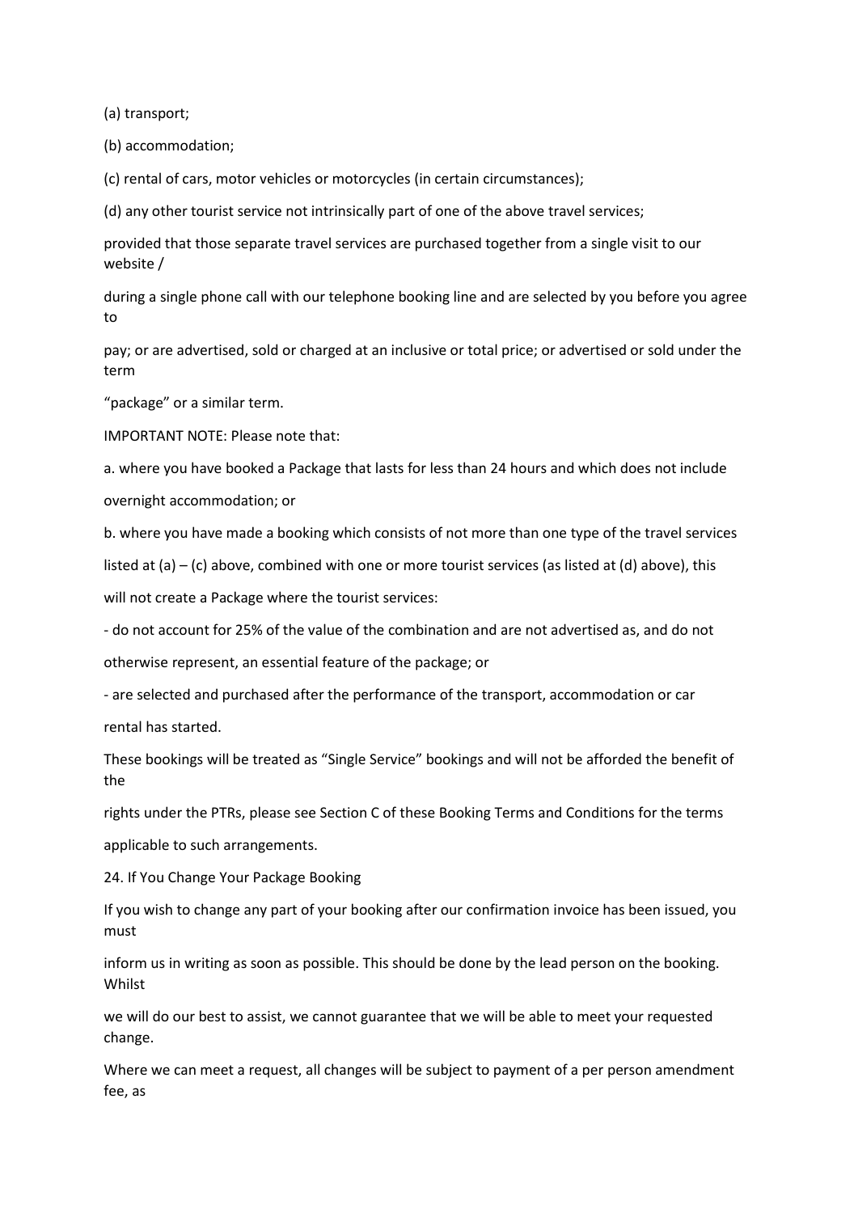(a) transport;

(b) accommodation;

(c) rental of cars, motor vehicles or motorcycles (in certain circumstances);

(d) any other tourist service not intrinsically part of one of the above travel services;

provided that those separate travel services are purchased together from a single visit to our website / during a single phone call with our telephone booking line and are selected by you before you agree to pay; or are advertised, sold or charged at an inclusive or total price; or advertised or sold under the term "package" or a similar term.

IMPORTANT NOTE: Please note that:

a. where you have booked a Package that lasts for less than 24 hours and which does not include overnight accommodation; or

b. where you have made a booking which consists of not more than one type of the travel services listed at (a) – (c) above, combined with one or more tourist services (as listed at (d) above), this will not create a Package where the tourist services:

- do not account for 25% of the value of the combination and are not advertised as, and do not otherwise represent, an essential feature of the package; or
- are selected and purchased after the performance of the transport, accommodation or car rental has started.

These bookings will be treated as "Single Service" bookings and will not be afforded the benefit of the rights under the PTRs, please see Section C of these Booking Terms and Conditions for the terms applicable to such arrangements.

## 24. If You Change Your Package Booking

If you wish to change any part of your booking after our confirmation invoice has been issued, you must inform us in writing as soon as possible. This should be done by the lead person on the booking. Whilst we will do our best to assist, we cannot guarantee that we will be able to meet your requested change.

Where we can meet a request, all changes will be subject to payment of a per person amendment fee, as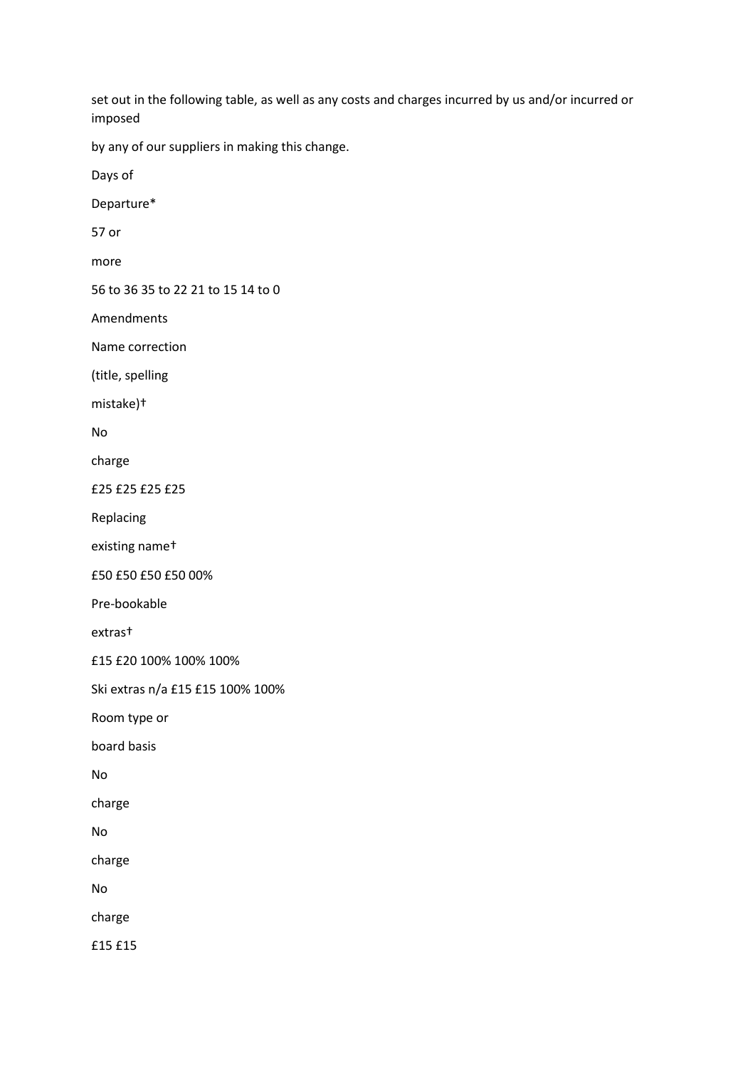set out in the following table, as well as any costs and charges incurred by us and/or incurred or imposed

by any of our suppliers in making this change.

| Days of Departure* | 57 or more | 56 to 36 | 35 to 22 | 21 to 15 | 14 to 0 |
|---|---|---|---|---|---|
| Amendments | | | | | |
| Name correction (title, spelling mistake)† | No charge | £25 | £25 | £25 | £25 |
| Replacing existing name† | £50 | £50 | £50 | £50 | 00% |
| Pre-bookable extras† | £15 | £20 | 100% | 100% | 100% |
| Ski extras | n/a | £15 | £15 | 100% | 100% |
| Room type or board basis | No charge | No charge | No charge | £15 | £15 |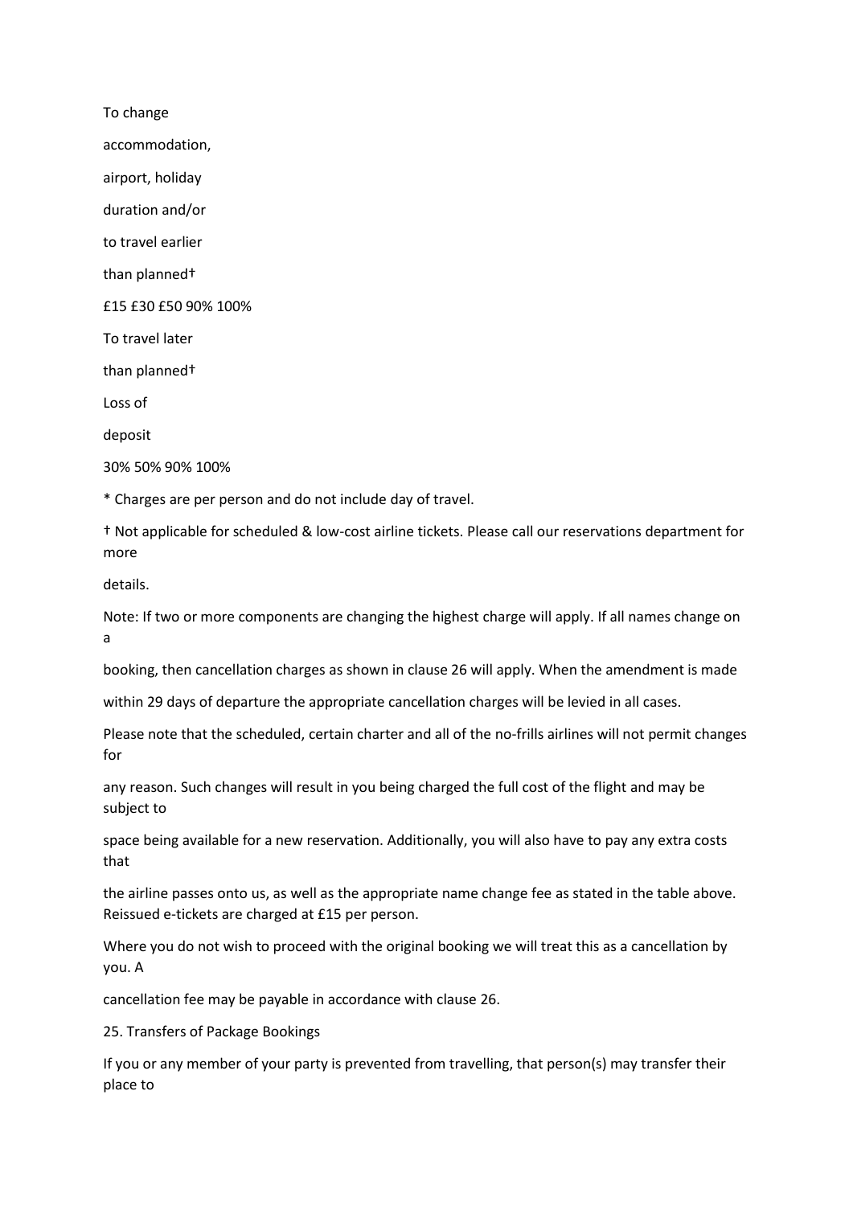To change

accommodation,

airport, holiday

duration and/or

to travel earlier

than planned†

£15 £30 £50 90% 100%

To travel later

than planned†

Loss of

deposit

30% 50% 90% 100%

* Charges are per person and do not include day of travel.

† Not applicable for scheduled & low-cost airline tickets. Please call our reservations department for more

details.

Note: If two or more components are changing the highest charge will apply. If all names change on a

booking, then cancellation charges as shown in clause 26 will apply. When the amendment is made

within 29 days of departure the appropriate cancellation charges will be levied in all cases.

Please note that the scheduled, certain charter and all of the no-frills airlines will not permit changes for

any reason. Such changes will result in you being charged the full cost of the flight and may be subject to

space being available for a new reservation. Additionally, you will also have to pay any extra costs that

the airline passes onto us, as well as the appropriate name change fee as stated in the table above. Reissued e-tickets are charged at £15 per person.

Where you do not wish to proceed with the original booking we will treat this as a cancellation by you. A

cancellation fee may be payable in accordance with clause 26.

25. Transfers of Package Bookings

If you or any member of your party is prevented from travelling, that person(s) may transfer their place to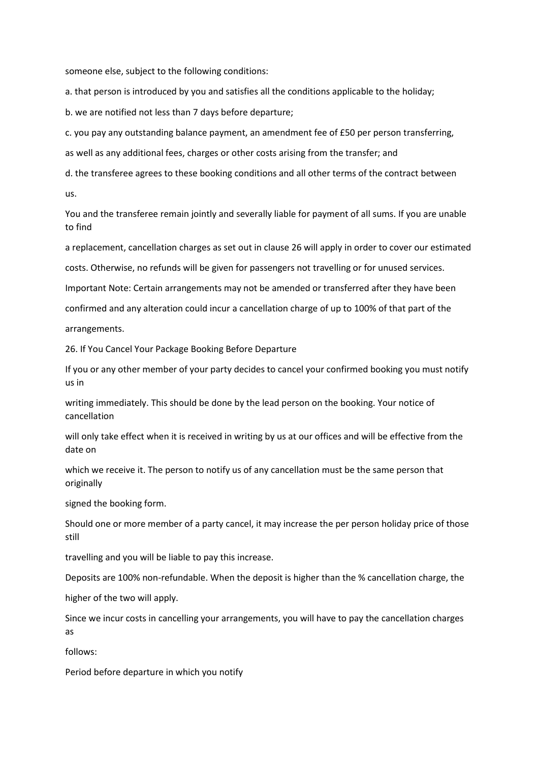someone else, subject to the following conditions:

a. that person is introduced by you and satisfies all the conditions applicable to the holiday;

b. we are notified not less than 7 days before departure;

c. you pay any outstanding balance payment, an amendment fee of £50 per person transferring, as well as any additional fees, charges or other costs arising from the transfer; and

d. the transferee agrees to these booking conditions and all other terms of the contract between us.

You and the transferee remain jointly and severally liable for payment of all sums. If you are unable to find a replacement, cancellation charges as set out in clause 26 will apply in order to cover our estimated costs. Otherwise, no refunds will be given for passengers not travelling or for unused services.

Important Note: Certain arrangements may not be amended or transferred after they have been confirmed and any alteration could incur a cancellation charge of up to 100% of that part of the arrangements.

26. If You Cancel Your Package Booking Before Departure

If you or any other member of your party decides to cancel your confirmed booking you must notify us in writing immediately. This should be done by the lead person on the booking. Your notice of cancellation will only take effect when it is received in writing by us at our offices and will be effective from the date on which we receive it. The person to notify us of any cancellation must be the same person that originally signed the booking form.

Should one or more member of a party cancel, it may increase the per person holiday price of those still travelling and you will be liable to pay this increase.

Deposits are 100% non-refundable. When the deposit is higher than the % cancellation charge, the higher of the two will apply.

Since we incur costs in cancelling your arrangements, you will have to pay the cancellation charges as follows:

Period before departure in which you notify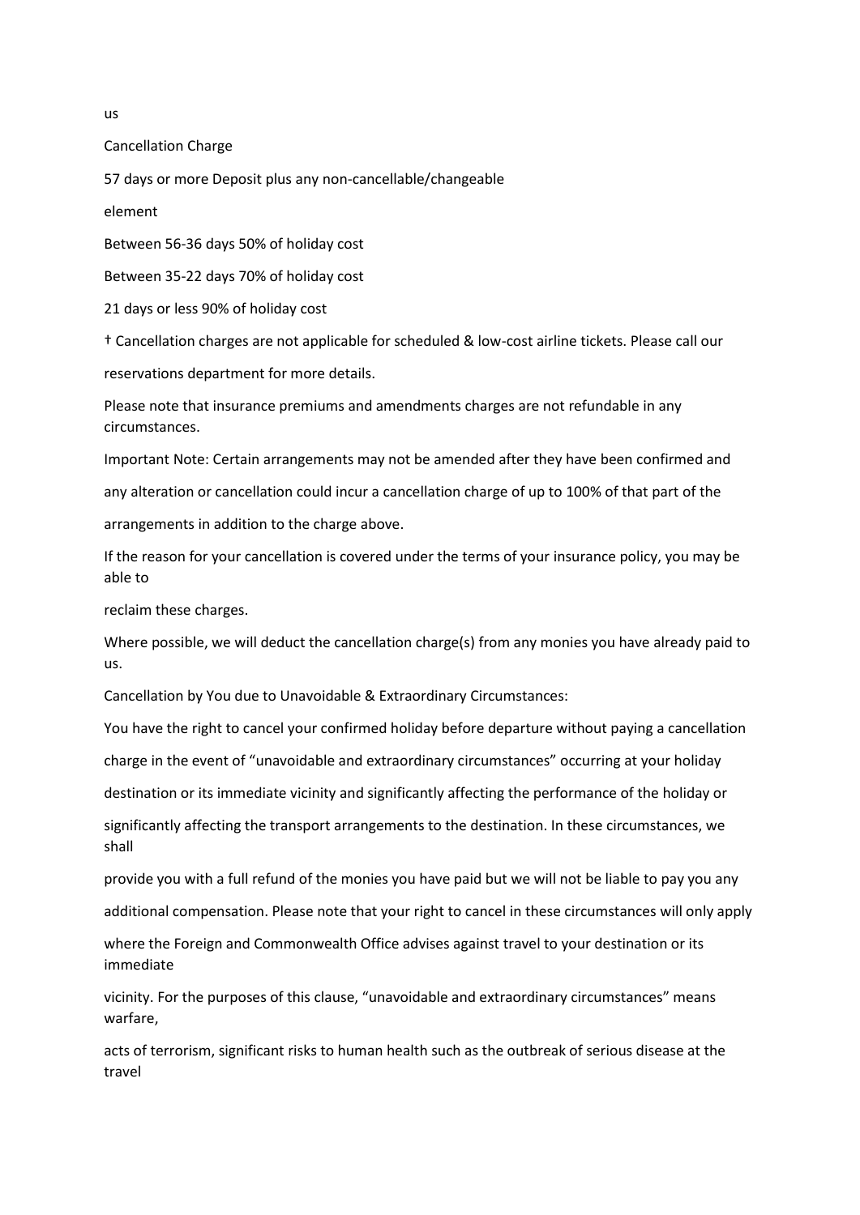us

Cancellation Charge

| | |
|---|---|
| 57 days or more | Deposit plus any non-cancellable/changeable element |
| Between 56-36 days | 50% of holiday cost |
| Between 35-22 days | 70% of holiday cost |
| 21 days or less | 90% of holiday cost |

† Cancellation charges are not applicable for scheduled & low-cost airline tickets. Please call our reservations department for more details.

Please note that insurance premiums and amendments charges are not refundable in any circumstances.

Important Note: Certain arrangements may not be amended after they have been confirmed and any alteration or cancellation could incur a cancellation charge of up to 100% of that part of the arrangements in addition to the charge above.

If the reason for your cancellation is covered under the terms of your insurance policy, you may be able to reclaim these charges.

Where possible, we will deduct the cancellation charge(s) from any monies you have already paid to us.

Cancellation by You due to Unavoidable & Extraordinary Circumstances:

You have the right to cancel your confirmed holiday before departure without paying a cancellation charge in the event of "unavoidable and extraordinary circumstances" occurring at your holiday destination or its immediate vicinity and significantly affecting the performance of the holiday or significantly affecting the transport arrangements to the destination. In these circumstances, we shall provide you with a full refund of the monies you have paid but we will not be liable to pay you any additional compensation. Please note that your right to cancel in these circumstances will only apply where the Foreign and Commonwealth Office advises against travel to your destination or its immediate vicinity. For the purposes of this clause, "unavoidable and extraordinary circumstances" means warfare, acts of terrorism, significant risks to human health such as the outbreak of serious disease at the travel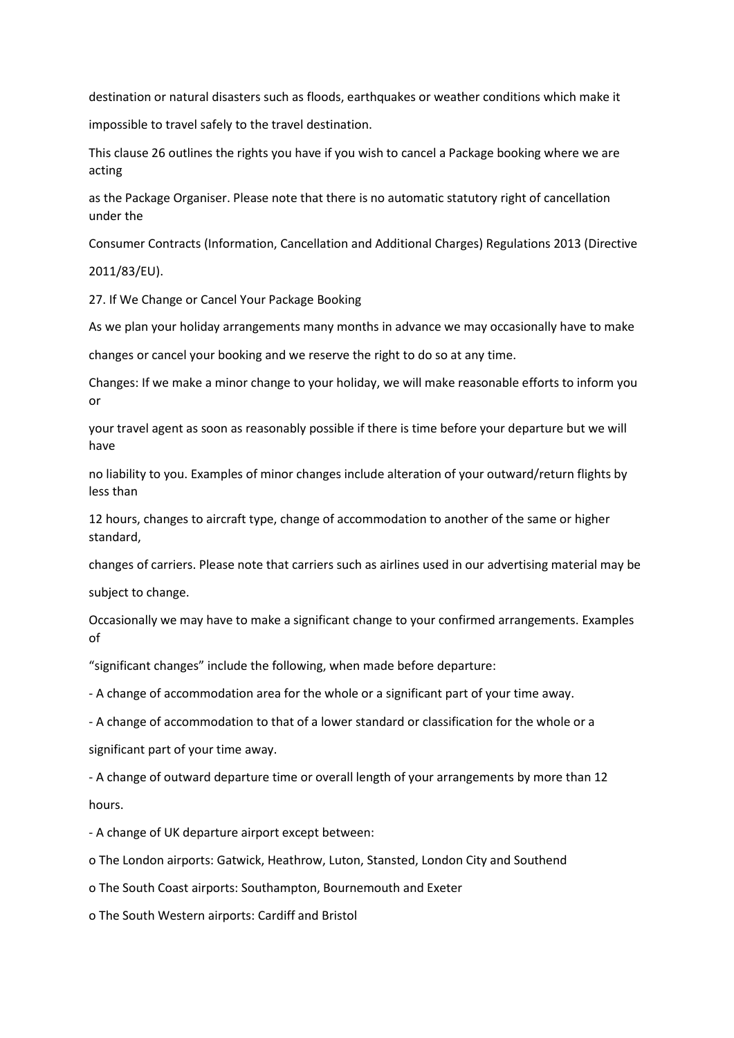destination or natural disasters such as floods, earthquakes or weather conditions which make it impossible to travel safely to the travel destination.

This clause 26 outlines the rights you have if you wish to cancel a Package booking where we are acting as the Package Organiser. Please note that there is no automatic statutory right of cancellation under the Consumer Contracts (Information, Cancellation and Additional Charges) Regulations 2013 (Directive 2011/83/EU).

## 27. If We Change or Cancel Your Package Booking

As we plan your holiday arrangements many months in advance we may occasionally have to make changes or cancel your booking and we reserve the right to do so at any time.

Changes: If we make a minor change to your holiday, we will make reasonable efforts to inform you or your travel agent as soon as reasonably possible if there is time before your departure but we will have no liability to you. Examples of minor changes include alteration of your outward/return flights by less than 12 hours, changes to aircraft type, change of accommodation to another of the same or higher standard, changes of carriers. Please note that carriers such as airlines used in our advertising material may be subject to change.

Occasionally we may have to make a significant change to your confirmed arrangements. Examples of "significant changes" include the following, when made before departure:

- A change of accommodation area for the whole or a significant part of your time away.
- A change of accommodation to that of a lower standard or classification for the whole or a significant part of your time away.
- A change of outward departure time or overall length of your arrangements by more than 12 hours.
- A change of UK departure airport except between:
  - The London airports: Gatwick, Heathrow, Luton, Stansted, London City and Southend
  - The South Coast airports: Southampton, Bournemouth and Exeter
  - The South Western airports: Cardiff and Bristol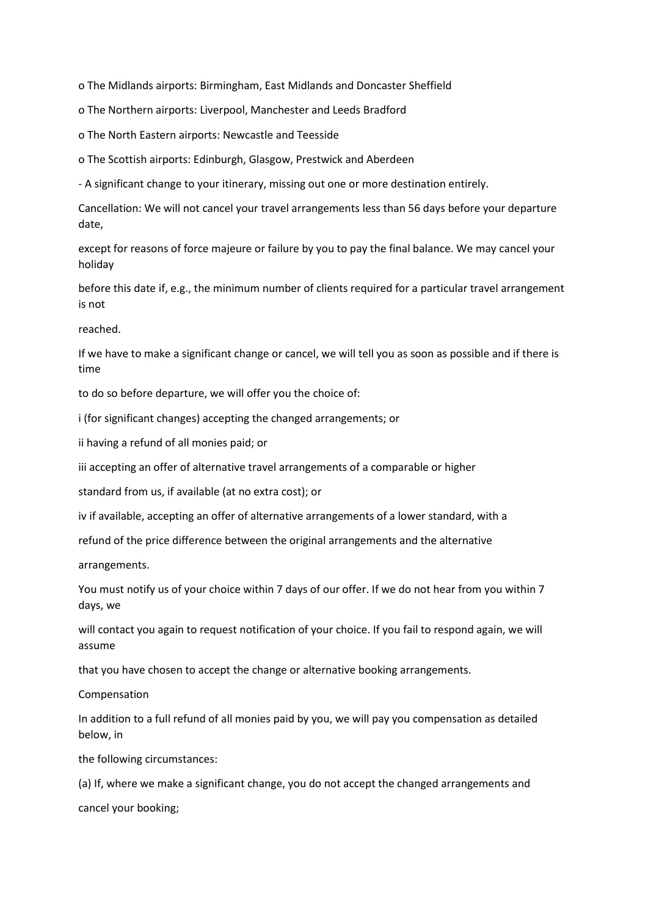o The Midlands airports: Birmingham, East Midlands and Doncaster Sheffield

o The Northern airports: Liverpool, Manchester and Leeds Bradford

o The North Eastern airports: Newcastle and Teesside

o The Scottish airports: Edinburgh, Glasgow, Prestwick and Aberdeen

- A significant change to your itinerary, missing out one or more destination entirely.

Cancellation: We will not cancel your travel arrangements less than 56 days before your departure date, except for reasons of force majeure or failure by you to pay the final balance. We may cancel your holiday before this date if, e.g., the minimum number of clients required for a particular travel arrangement is not reached.

If we have to make a significant change or cancel, we will tell you as soon as possible and if there is time to do so before departure, we will offer you the choice of:

i (for significant changes) accepting the changed arrangements; or

ii having a refund of all monies paid; or

iii accepting an offer of alternative travel arrangements of a comparable or higher standard from us, if available (at no extra cost); or

iv if available, accepting an offer of alternative arrangements of a lower standard, with a refund of the price difference between the original arrangements and the alternative arrangements.

You must notify us of your choice within 7 days of our offer. If we do not hear from you within 7 days, we will contact you again to request notification of your choice. If you fail to respond again, we will assume that you have chosen to accept the change or alternative booking arrangements.

Compensation

In addition to a full refund of all monies paid by you, we will pay you compensation as detailed below, in the following circumstances:

(a) If, where we make a significant change, you do not accept the changed arrangements and cancel your booking;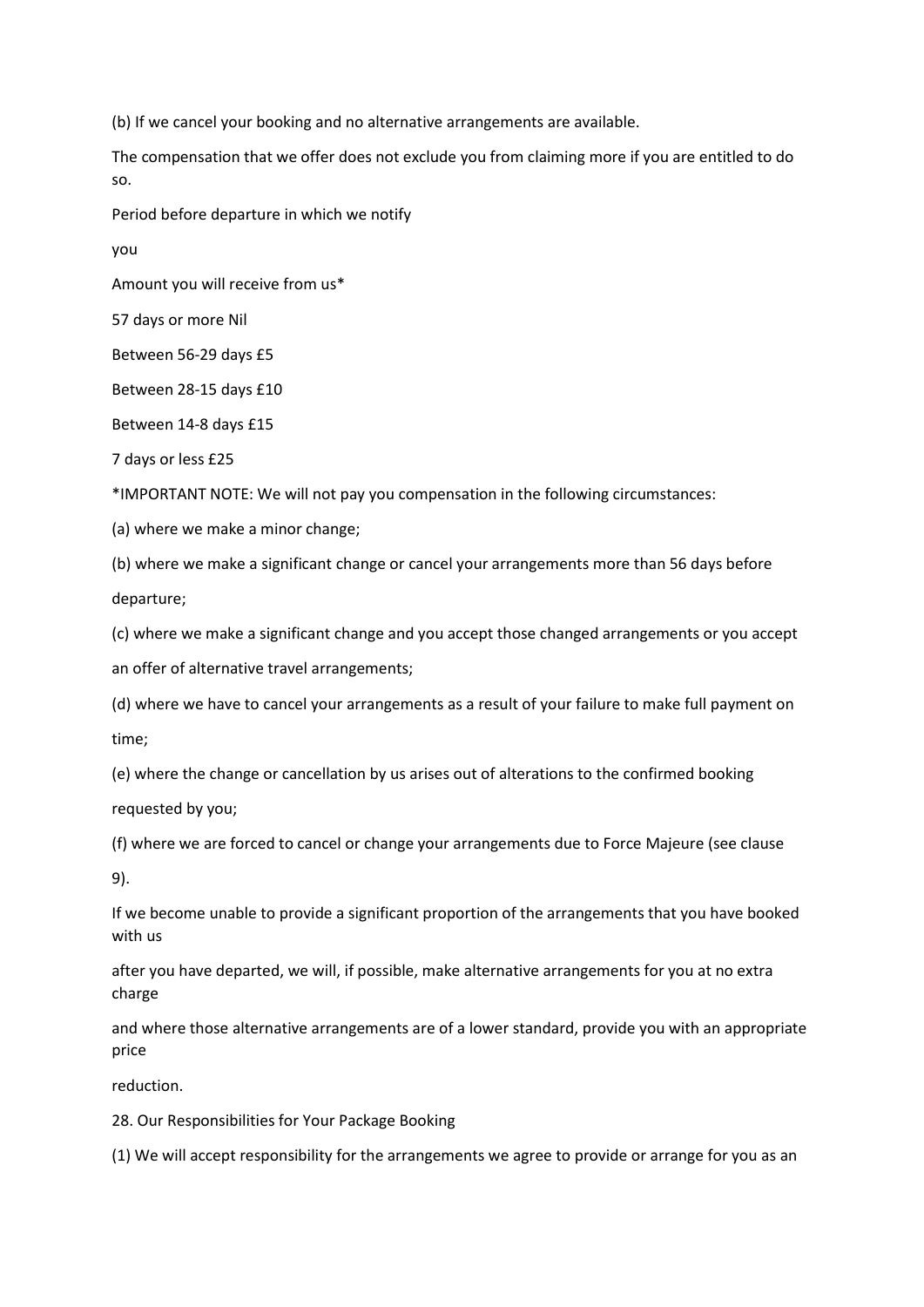(b) If we cancel your booking and no alternative arrangements are available.

The compensation that we offer does not exclude you from claiming more if you are entitled to do so.

| Period before departure in which we notify you | Amount you will receive from us* |
| --- | --- |
| 57 days or more | Nil |
| Between 56-29 days | £5 |
| Between 28-15 days | £10 |
| Between 14-8 days | £15 |
| 7 days or less | £25 |

*IMPORTANT NOTE: We will not pay you compensation in the following circumstances:

(a) where we make a minor change;

(b) where we make a significant change or cancel your arrangements more than 56 days before departure;

(c) where we make a significant change and you accept those changed arrangements or you accept an offer of alternative travel arrangements;

(d) where we have to cancel your arrangements as a result of your failure to make full payment on time;

(e) where the change or cancellation by us arises out of alterations to the confirmed booking requested by you;

(f) where we are forced to cancel or change your arrangements due to Force Majeure (see clause 9).

If we become unable to provide a significant proportion of the arrangements that you have booked with us after you have departed, we will, if possible, make alternative arrangements for you at no extra charge and where those alternative arrangements are of a lower standard, provide you with an appropriate price reduction.

## 28. Our Responsibilities for Your Package Booking

(1) We will accept responsibility for the arrangements we agree to provide or arrange for you as an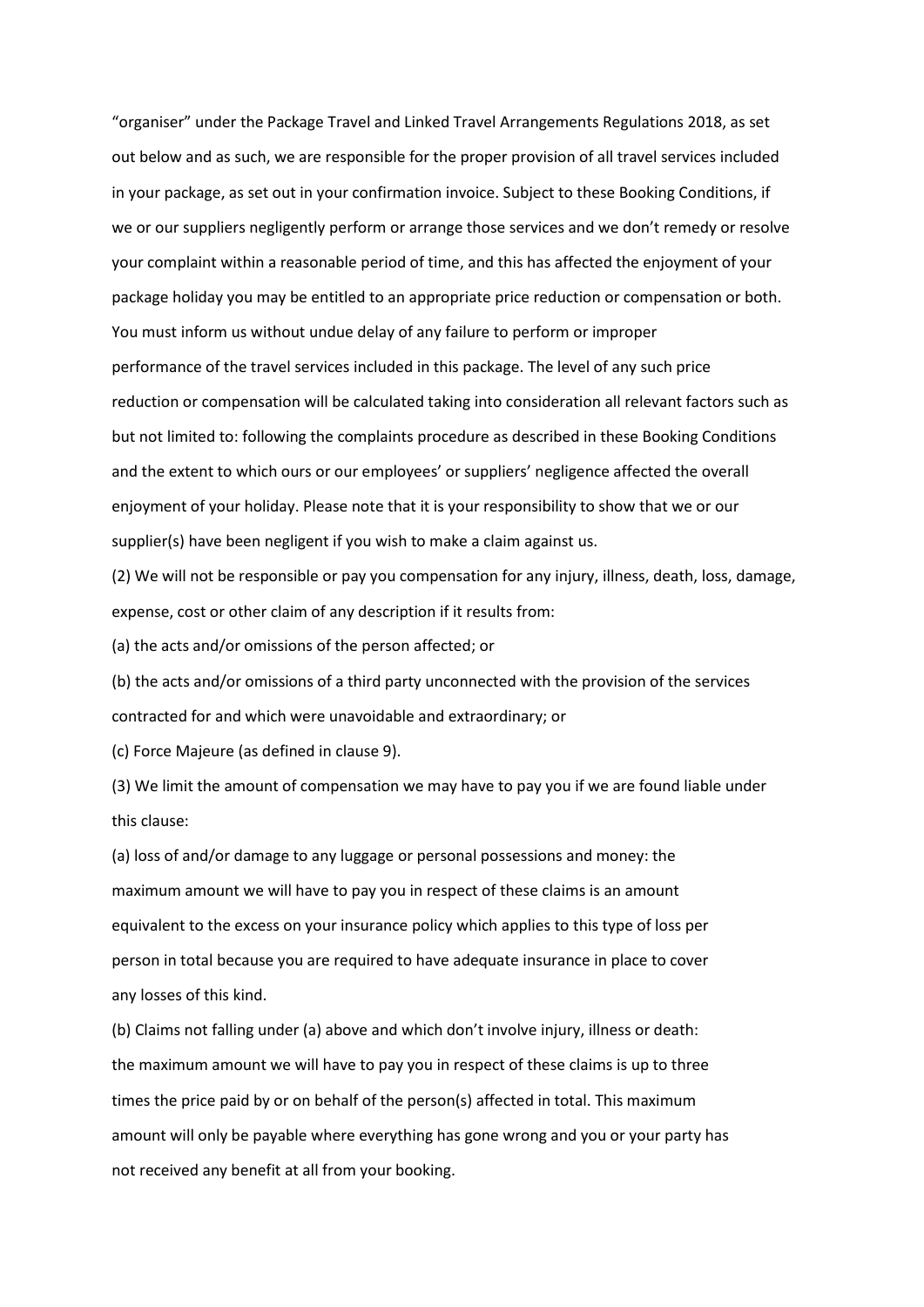"organiser" under the Package Travel and Linked Travel Arrangements Regulations 2018, as set out below and as such, we are responsible for the proper provision of all travel services included in your package, as set out in your confirmation invoice. Subject to these Booking Conditions, if we or our suppliers negligently perform or arrange those services and we don't remedy or resolve your complaint within a reasonable period of time, and this has affected the enjoyment of your package holiday you may be entitled to an appropriate price reduction or compensation or both. You must inform us without undue delay of any failure to perform or improper performance of the travel services included in this package. The level of any such price reduction or compensation will be calculated taking into consideration all relevant factors such as but not limited to: following the complaints procedure as described in these Booking Conditions and the extent to which ours or our employees' or suppliers' negligence affected the overall enjoyment of your holiday. Please note that it is your responsibility to show that we or our supplier(s) have been negligent if you wish to make a claim against us.

(2) We will not be responsible or pay you compensation for any injury, illness, death, loss, damage, expense, cost or other claim of any description if it results from:

(a) the acts and/or omissions of the person affected; or

(b) the acts and/or omissions of a third party unconnected with the provision of the services contracted for and which were unavoidable and extraordinary; or

(c) Force Majeure (as defined in clause 9).

(3) We limit the amount of compensation we may have to pay you if we are found liable under this clause:

(a) loss of and/or damage to any luggage or personal possessions and money: the maximum amount we will have to pay you in respect of these claims is an amount equivalent to the excess on your insurance policy which applies to this type of loss per person in total because you are required to have adequate insurance in place to cover any losses of this kind.

(b) Claims not falling under (a) above and which don't involve injury, illness or death: the maximum amount we will have to pay you in respect of these claims is up to three times the price paid by or on behalf of the person(s) affected in total. This maximum amount will only be payable where everything has gone wrong and you or your party has not received any benefit at all from your booking.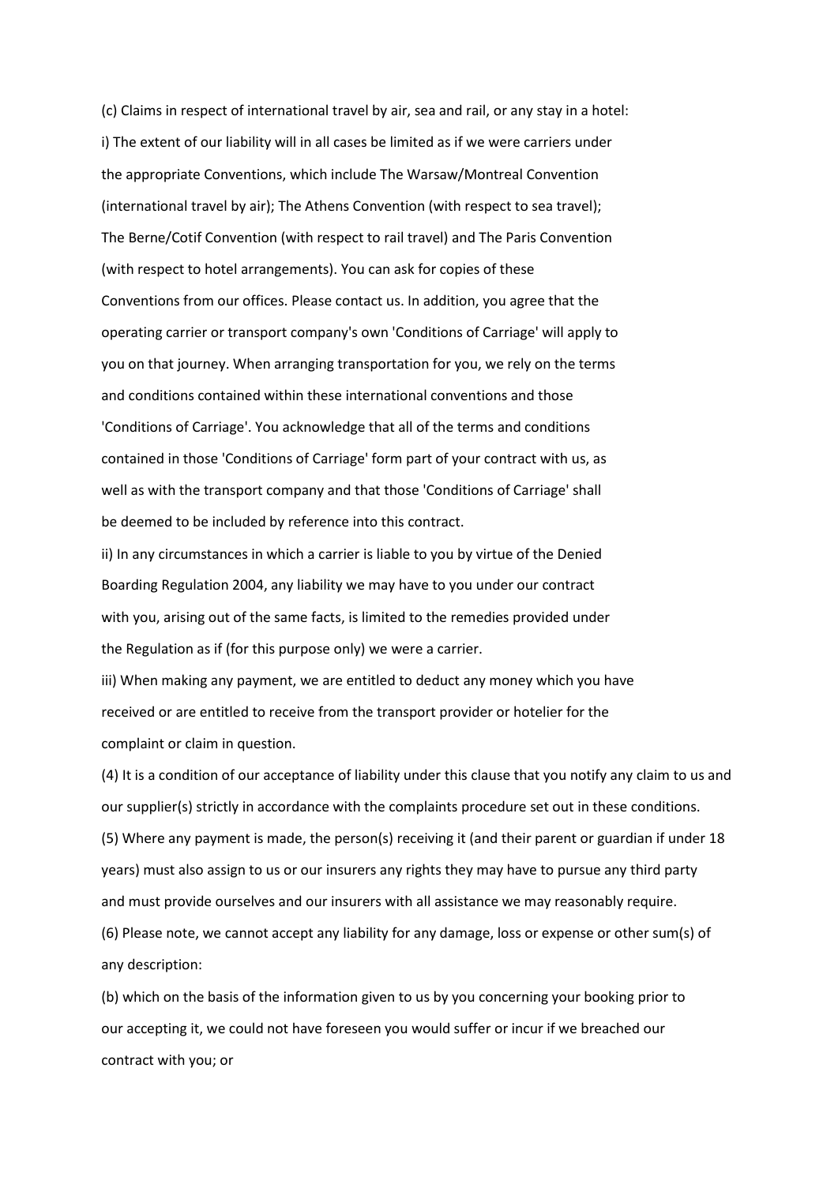(c) Claims in respect of international travel by air, sea and rail, or any stay in a hotel:

i) The extent of our liability will in all cases be limited as if we were carriers under the appropriate Conventions, which include The Warsaw/Montreal Convention (international travel by air); The Athens Convention (with respect to sea travel); The Berne/Cotif Convention (with respect to rail travel) and The Paris Convention (with respect to hotel arrangements). You can ask for copies of these Conventions from our offices. Please contact us. In addition, you agree that the operating carrier or transport company's own 'Conditions of Carriage' will apply to you on that journey. When arranging transportation for you, we rely on the terms and conditions contained within these international conventions and those 'Conditions of Carriage'. You acknowledge that all of the terms and conditions contained in those 'Conditions of Carriage' form part of your contract with us, as well as with the transport company and that those 'Conditions of Carriage' shall be deemed to be included by reference into this contract.

ii) In any circumstances in which a carrier is liable to you by virtue of the Denied Boarding Regulation 2004, any liability we may have to you under our contract with you, arising out of the same facts, is limited to the remedies provided under the Regulation as if (for this purpose only) we were a carrier.

iii) When making any payment, we are entitled to deduct any money which you have received or are entitled to receive from the transport provider or hotelier for the complaint or claim in question.

(4) It is a condition of our acceptance of liability under this clause that you notify any claim to us and our supplier(s) strictly in accordance with the complaints procedure set out in these conditions.

(5) Where any payment is made, the person(s) receiving it (and their parent or guardian if under 18 years) must also assign to us or our insurers any rights they may have to pursue any third party and must provide ourselves and our insurers with all assistance we may reasonably require.

(6) Please note, we cannot accept any liability for any damage, loss or expense or other sum(s) of any description:

(b) which on the basis of the information given to us by you concerning your booking prior to our accepting it, we could not have foreseen you would suffer or incur if we breached our contract with you; or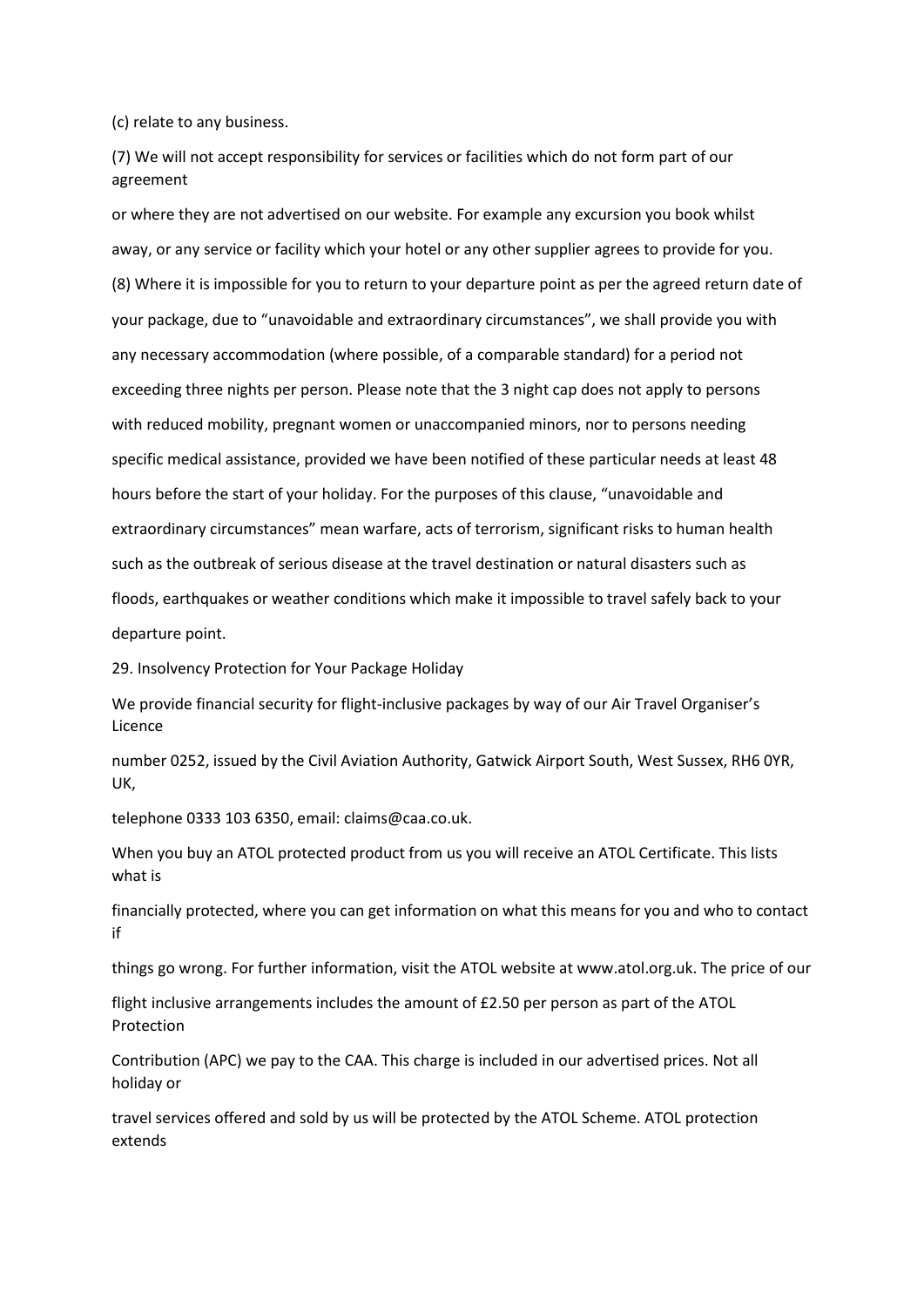(c) relate to any business.

(7) We will not accept responsibility for services or facilities which do not form part of our agreement or where they are not advertised on our website. For example any excursion you book whilst away, or any service or facility which your hotel or any other supplier agrees to provide for you.

(8) Where it is impossible for you to return to your departure point as per the agreed return date of your package, due to "unavoidable and extraordinary circumstances", we shall provide you with any necessary accommodation (where possible, of a comparable standard) for a period not exceeding three nights per person. Please note that the 3 night cap does not apply to persons with reduced mobility, pregnant women or unaccompanied minors, nor to persons needing specific medical assistance, provided we have been notified of these particular needs at least 48 hours before the start of your holiday. For the purposes of this clause, "unavoidable and extraordinary circumstances" mean warfare, acts of terrorism, significant risks to human health such as the outbreak of serious disease at the travel destination or natural disasters such as floods, earthquakes or weather conditions which make it impossible to travel safely back to your departure point.

29. Insolvency Protection for Your Package Holiday

We provide financial security for flight-inclusive packages by way of our Air Travel Organiser's Licence number 0252, issued by the Civil Aviation Authority, Gatwick Airport South, West Sussex, RH6 0YR, UK, telephone 0333 103 6350, email: claims@caa.co.uk.

When you buy an ATOL protected product from us you will receive an ATOL Certificate. This lists what is financially protected, where you can get information on what this means for you and who to contact if things go wrong. For further information, visit the ATOL website at www.atol.org.uk. The price of our flight inclusive arrangements includes the amount of £2.50 per person as part of the ATOL Protection Contribution (APC) we pay to the CAA. This charge is included in our advertised prices. Not all holiday or travel services offered and sold by us will be protected by the ATOL Scheme. ATOL protection extends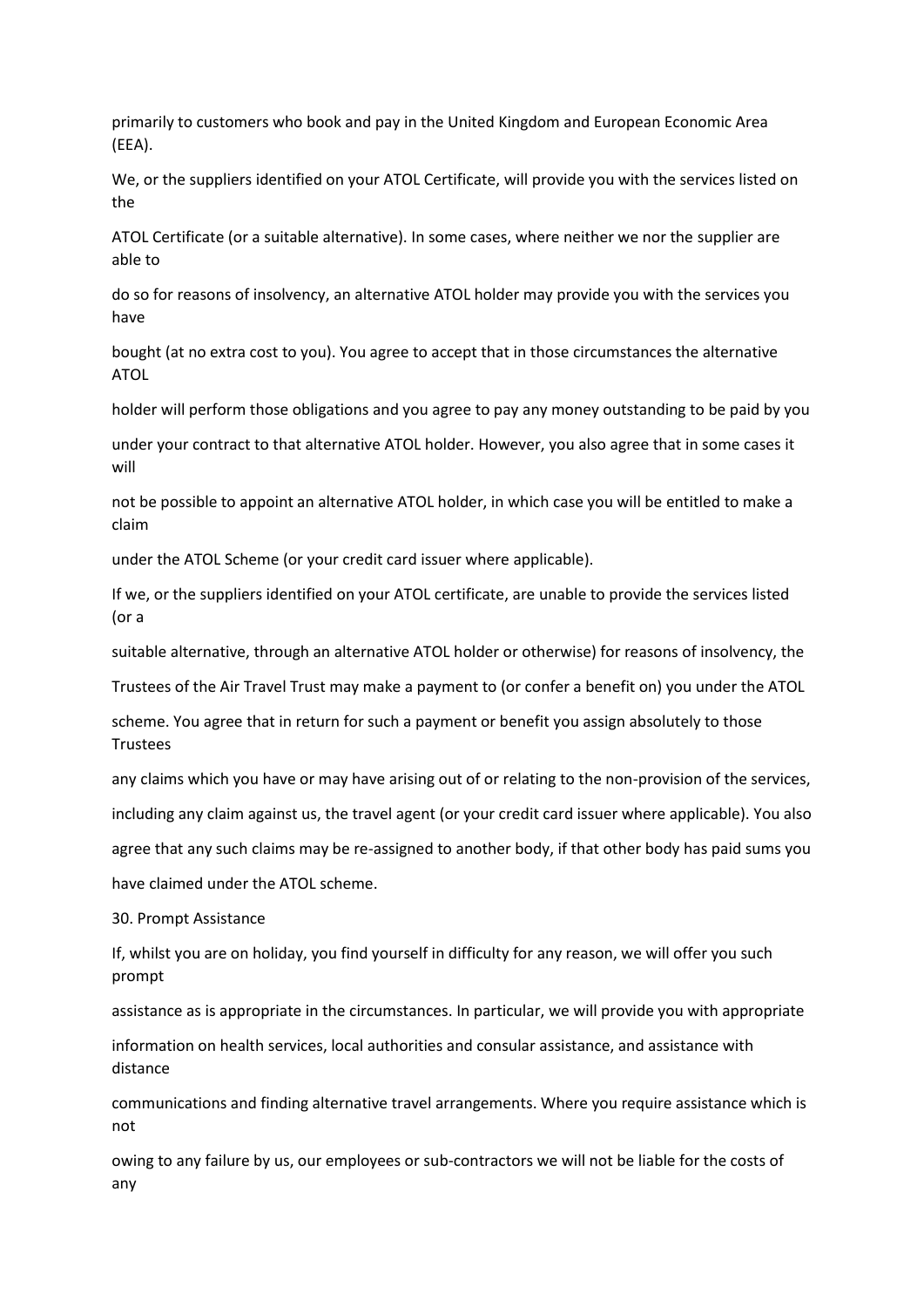primarily to customers who book and pay in the United Kingdom and European Economic Area (EEA).

We, or the suppliers identified on your ATOL Certificate, will provide you with the services listed on the ATOL Certificate (or a suitable alternative). In some cases, where neither we nor the supplier are able to do so for reasons of insolvency, an alternative ATOL holder may provide you with the services you have bought (at no extra cost to you). You agree to accept that in those circumstances the alternative ATOL holder will perform those obligations and you agree to pay any money outstanding to be paid by you under your contract to that alternative ATOL holder. However, you also agree that in some cases it will not be possible to appoint an alternative ATOL holder, in which case you will be entitled to make a claim under the ATOL Scheme (or your credit card issuer where applicable).

If we, or the suppliers identified on your ATOL certificate, are unable to provide the services listed (or a suitable alternative, through an alternative ATOL holder or otherwise) for reasons of insolvency, the Trustees of the Air Travel Trust may make a payment to (or confer a benefit on) you under the ATOL scheme. You agree that in return for such a payment or benefit you assign absolutely to those Trustees any claims which you have or may have arising out of or relating to the non-provision of the services, including any claim against us, the travel agent (or your credit card issuer where applicable). You also agree that any such claims may be re-assigned to another body, if that other body has paid sums you have claimed under the ATOL scheme.

## 30. Prompt Assistance

If, whilst you are on holiday, you find yourself in difficulty for any reason, we will offer you such prompt assistance as is appropriate in the circumstances. In particular, we will provide you with appropriate information on health services, local authorities and consular assistance, and assistance with distance communications and finding alternative travel arrangements. Where you require assistance which is not owing to any failure by us, our employees or sub-contractors we will not be liable for the costs of any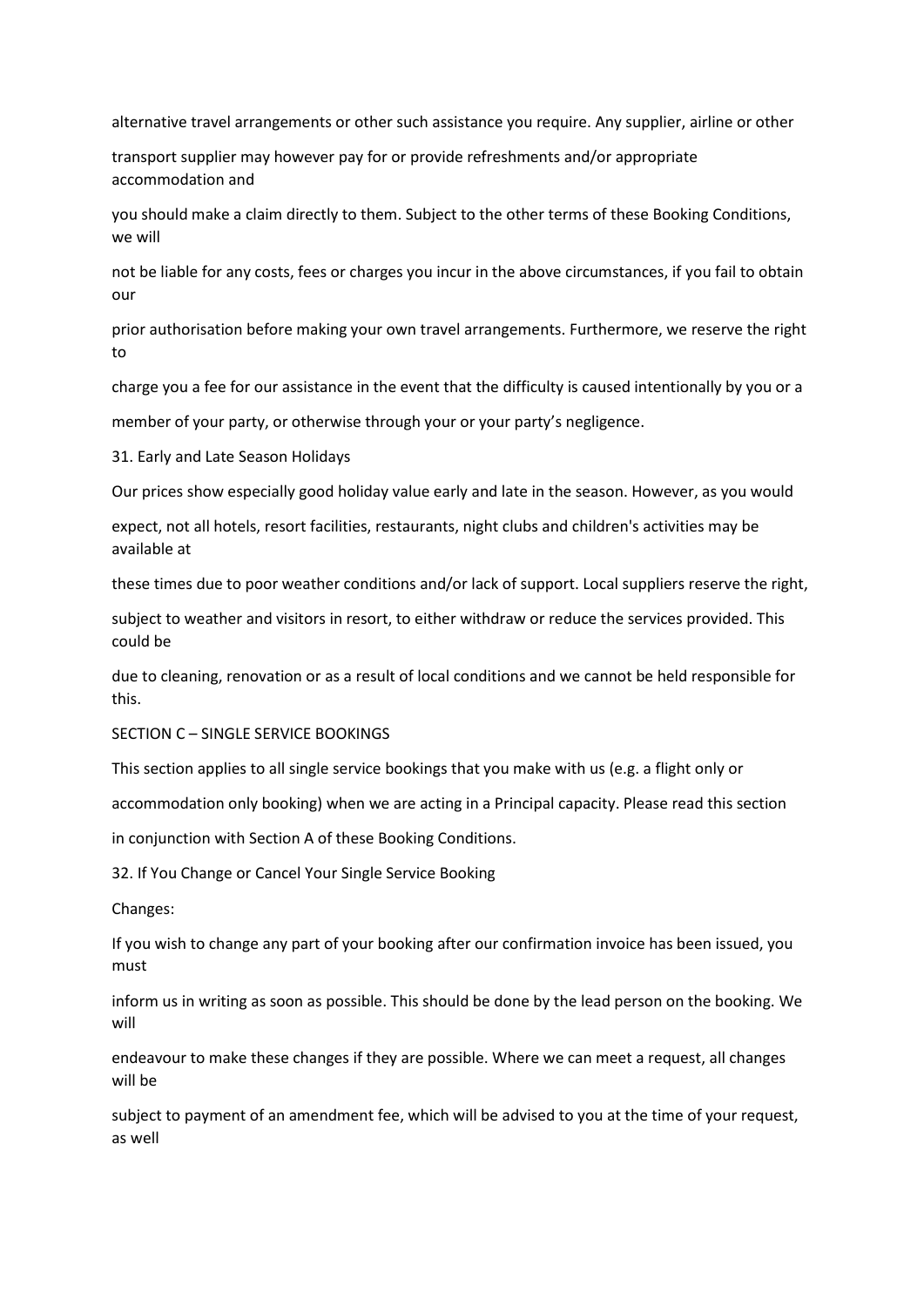alternative travel arrangements or other such assistance you require. Any supplier, airline or other transport supplier may however pay for or provide refreshments and/or appropriate accommodation and you should make a claim directly to them. Subject to the other terms of these Booking Conditions, we will not be liable for any costs, fees or charges you incur in the above circumstances, if you fail to obtain our prior authorisation before making your own travel arrangements. Furthermore, we reserve the right to charge you a fee for our assistance in the event that the difficulty is caused intentionally by you or a member of your party, or otherwise through your or your party's negligence.

## 31. Early and Late Season Holidays

Our prices show especially good holiday value early and late in the season. However, as you would expect, not all hotels, resort facilities, restaurants, night clubs and children's activities may be available at these times due to poor weather conditions and/or lack of support. Local suppliers reserve the right, subject to weather and visitors in resort, to either withdraw or reduce the services provided. This could be due to cleaning, renovation or as a result of local conditions and we cannot be held responsible for this.

# SECTION C – SINGLE SERVICE BOOKINGS

This section applies to all single service bookings that you make with us (e.g. a flight only or accommodation only booking) when we are acting in a Principal capacity. Please read this section in conjunction with Section A of these Booking Conditions.

## 32. If You Change or Cancel Your Single Service Booking

Changes:

If you wish to change any part of your booking after our confirmation invoice has been issued, you must inform us in writing as soon as possible. This should be done by the lead person on the booking. We will endeavour to make these changes if they are possible. Where we can meet a request, all changes will be subject to payment of an amendment fee, which will be advised to you at the time of your request, as well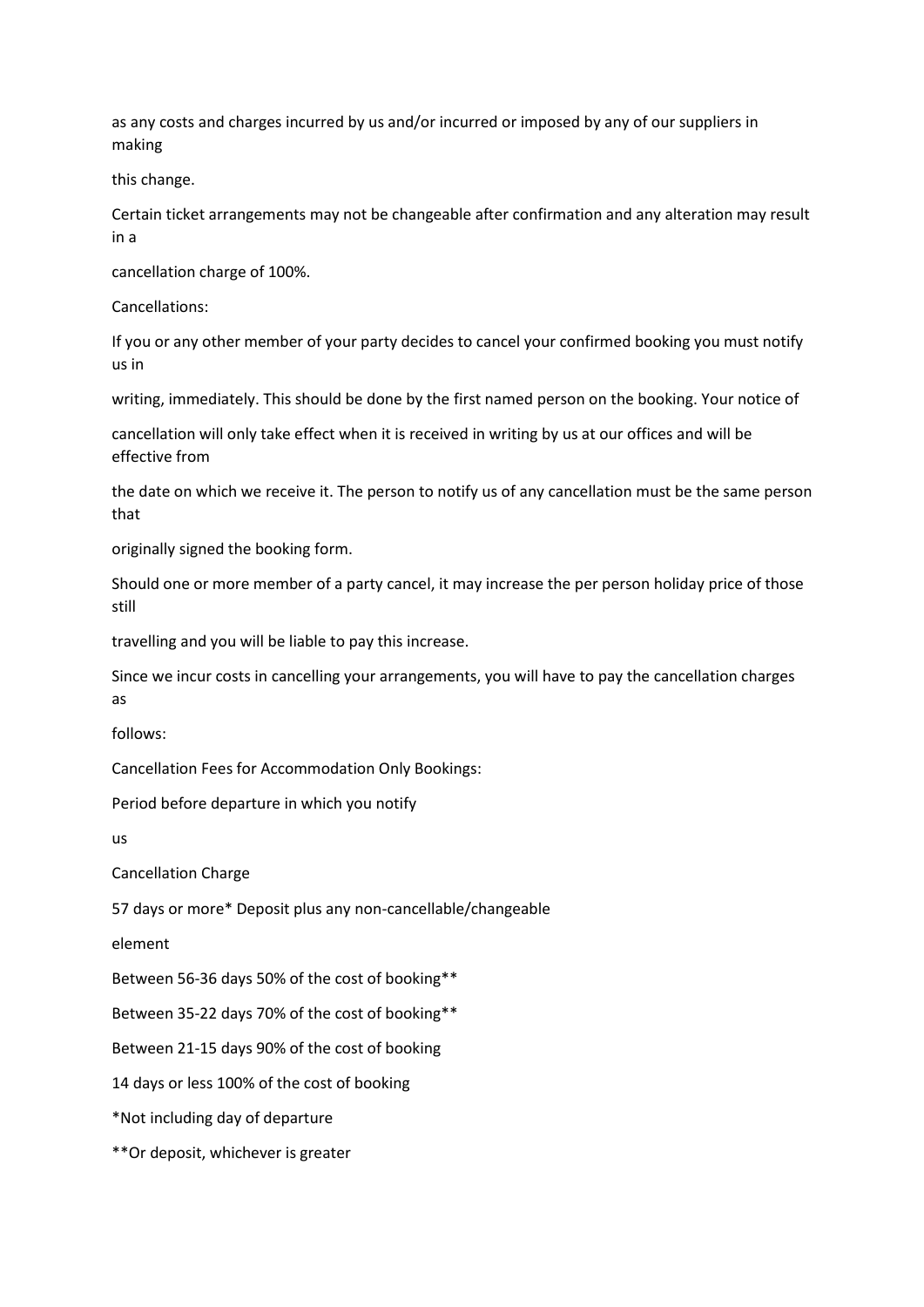as any costs and charges incurred by us and/or incurred or imposed by any of our suppliers in making this change.

Certain ticket arrangements may not be changeable after confirmation and any alteration may result in a cancellation charge of 100%.

Cancellations:

If you or any other member of your party decides to cancel your confirmed booking you must notify us in writing, immediately. This should be done by the first named person on the booking. Your notice of cancellation will only take effect when it is received in writing by us at our offices and will be effective from the date on which we receive it. The person to notify us of any cancellation must be the same person that originally signed the booking form.

Should one or more member of a party cancel, it may increase the per person holiday price of those still travelling and you will be liable to pay this increase.

Since we incur costs in cancelling your arrangements, you will have to pay the cancellation charges as follows:

Cancellation Fees for Accommodation Only Bookings:

| Period before departure in which you notify us | Cancellation Charge |
| --- | --- |
| 57 days or more* | Deposit plus any non-cancellable/changeable element |
| Between 56-36 days | 50% of the cost of booking** |
| Between 35-22 days | 70% of the cost of booking** |
| Between 21-15 days | 90% of the cost of booking |
| 14 days or less | 100% of the cost of booking |

*Not including day of departure

**Or deposit, whichever is greater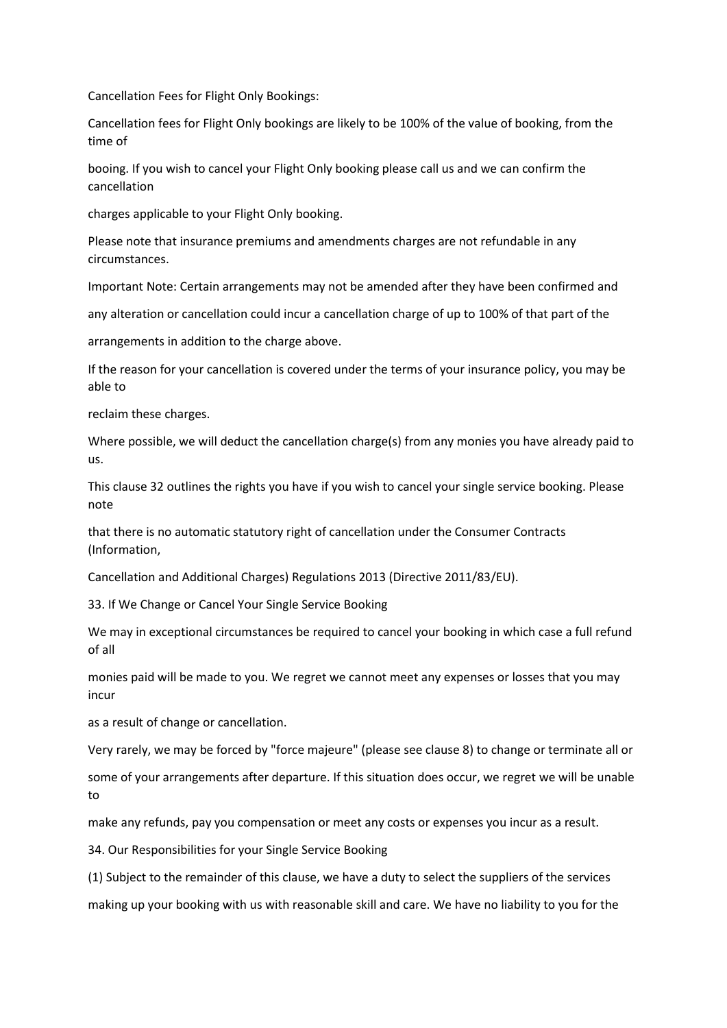Cancellation Fees for Flight Only Bookings:

Cancellation fees for Flight Only bookings are likely to be 100% of the value of booking, from the time of booing. If you wish to cancel your Flight Only booking please call us and we can confirm the cancellation charges applicable to your Flight Only booking.

Please note that insurance premiums and amendments charges are not refundable in any circumstances.

Important Note: Certain arrangements may not be amended after they have been confirmed and any alteration or cancellation could incur a cancellation charge of up to 100% of that part of the arrangements in addition to the charge above.

If the reason for your cancellation is covered under the terms of your insurance policy, you may be able to reclaim these charges.

Where possible, we will deduct the cancellation charge(s) from any monies you have already paid to us.

This clause 32 outlines the rights you have if you wish to cancel your single service booking. Please note that there is no automatic statutory right of cancellation under the Consumer Contracts (Information, Cancellation and Additional Charges) Regulations 2013 (Directive 2011/83/EU).

33. If We Change or Cancel Your Single Service Booking

We may in exceptional circumstances be required to cancel your booking in which case a full refund of all monies paid will be made to you. We regret we cannot meet any expenses or losses that you may incur as a result of change or cancellation.

Very rarely, we may be forced by "force majeure" (please see clause 8) to change or terminate all or some of your arrangements after departure. If this situation does occur, we regret we will be unable to make any refunds, pay you compensation or meet any costs or expenses you incur as a result.

34. Our Responsibilities for your Single Service Booking

(1) Subject to the remainder of this clause, we have a duty to select the suppliers of the services making up your booking with us with reasonable skill and care. We have no liability to you for the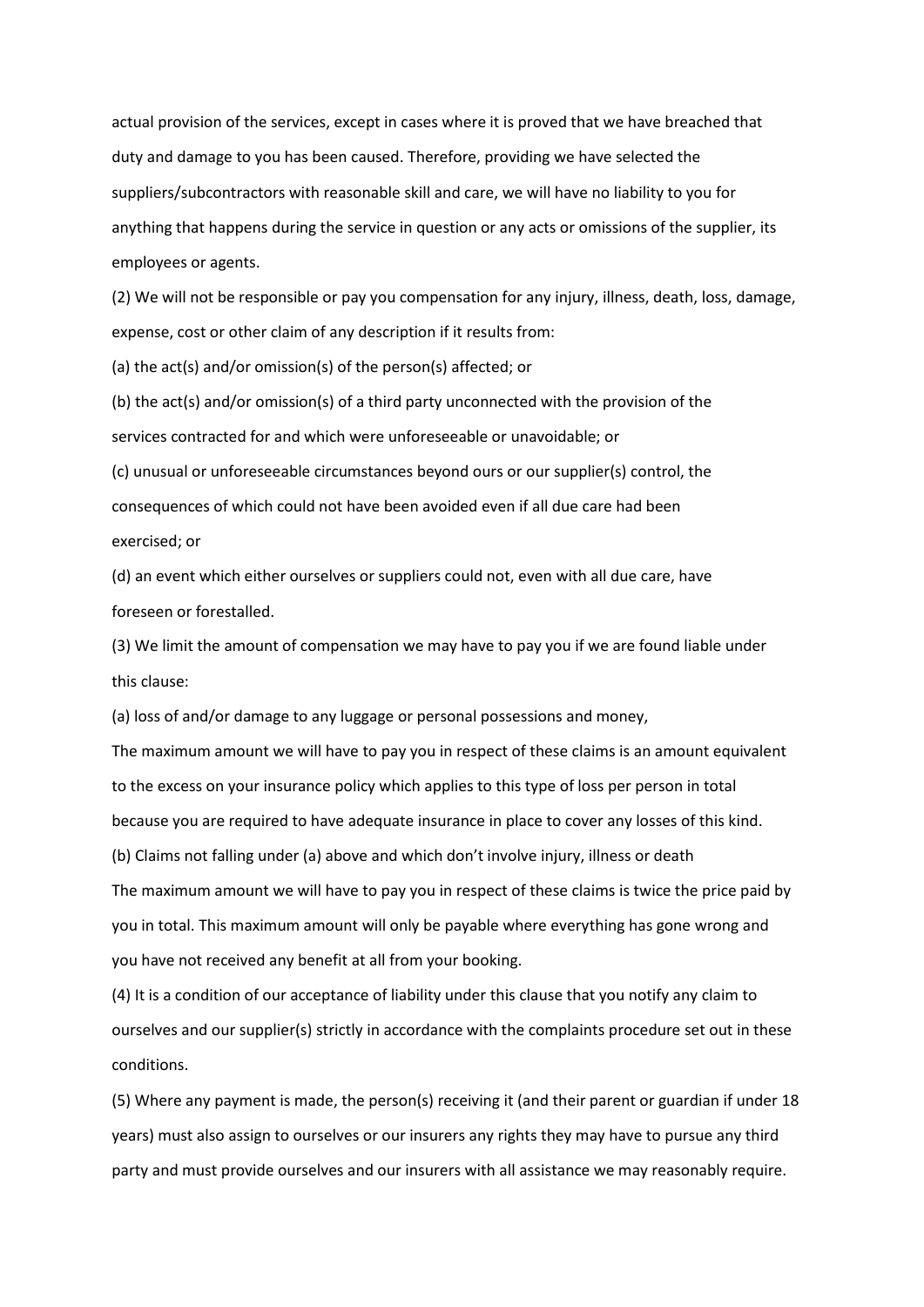actual provision of the services, except in cases where it is proved that we have breached that duty and damage to you has been caused. Therefore, providing we have selected the suppliers/subcontractors with reasonable skill and care, we will have no liability to you for anything that happens during the service in question or any acts or omissions of the supplier, its employees or agents.

(2) We will not be responsible or pay you compensation for any injury, illness, death, loss, damage, expense, cost or other claim of any description if it results from:

(a) the act(s) and/or omission(s) of the person(s) affected; or

(b) the act(s) and/or omission(s) of a third party unconnected with the provision of the services contracted for and which were unforeseeable or unavoidable; or

(c) unusual or unforeseeable circumstances beyond ours or our supplier(s) control, the consequences of which could not have been avoided even if all due care had been exercised; or

(d) an event which either ourselves or suppliers could not, even with all due care, have foreseen or forestalled.

(3) We limit the amount of compensation we may have to pay you if we are found liable under this clause:

(a) loss of and/or damage to any luggage or personal possessions and money,

The maximum amount we will have to pay you in respect of these claims is an amount equivalent to the excess on your insurance policy which applies to this type of loss per person in total because you are required to have adequate insurance in place to cover any losses of this kind.

(b) Claims not falling under (a) above and which don't involve injury, illness or death

The maximum amount we will have to pay you in respect of these claims is twice the price paid by you in total. This maximum amount will only be payable where everything has gone wrong and you have not received any benefit at all from your booking.

(4) It is a condition of our acceptance of liability under this clause that you notify any claim to ourselves and our supplier(s) strictly in accordance with the complaints procedure set out in these conditions.

(5) Where any payment is made, the person(s) receiving it (and their parent or guardian if under 18 years) must also assign to ourselves or our insurers any rights they may have to pursue any third party and must provide ourselves and our insurers with all assistance we may reasonably require.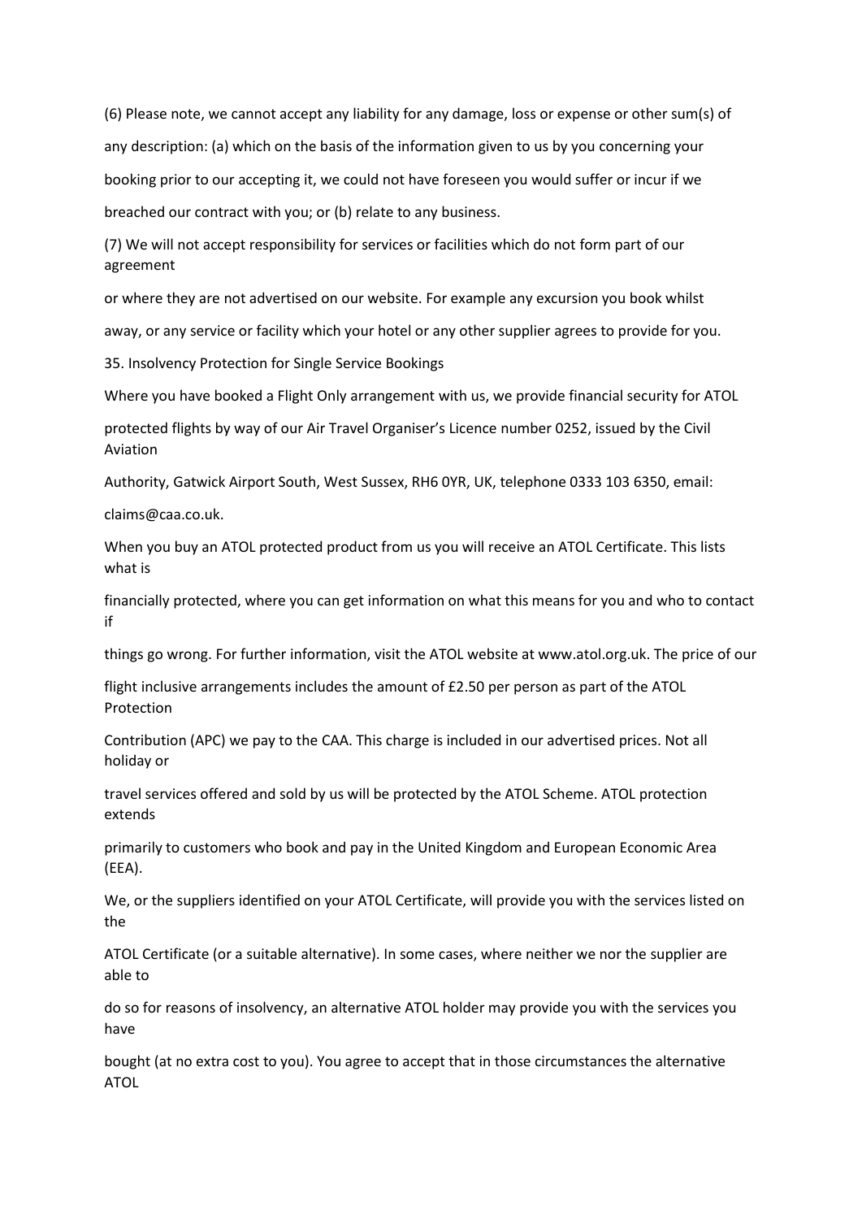(6) Please note, we cannot accept any liability for any damage, loss or expense or other sum(s) of any description: (a) which on the basis of the information given to us by you concerning your booking prior to our accepting it, we could not have foreseen you would suffer or incur if we breached our contract with you; or (b) relate to any business.

(7) We will not accept responsibility for services or facilities which do not form part of our agreement or where they are not advertised on our website. For example any excursion you book whilst away, or any service or facility which your hotel or any other supplier agrees to provide for you.

## 35. Insolvency Protection for Single Service Bookings

Where you have booked a Flight Only arrangement with us, we provide financial security for ATOL protected flights by way of our Air Travel Organiser's Licence number 0252, issued by the Civil Aviation Authority, Gatwick Airport South, West Sussex, RH6 0YR, UK, telephone 0333 103 6350, email: claims@caa.co.uk.

When you buy an ATOL protected product from us you will receive an ATOL Certificate. This lists what is financially protected, where you can get information on what this means for you and who to contact if things go wrong. For further information, visit the ATOL website at www.atol.org.uk. The price of our flight inclusive arrangements includes the amount of £2.50 per person as part of the ATOL Protection Contribution (APC) we pay to the CAA. This charge is included in our advertised prices. Not all holiday or travel services offered and sold by us will be protected by the ATOL Scheme. ATOL protection extends primarily to customers who book and pay in the United Kingdom and European Economic Area (EEA).

We, or the suppliers identified on your ATOL Certificate, will provide you with the services listed on the ATOL Certificate (or a suitable alternative). In some cases, where neither we nor the supplier are able to do so for reasons of insolvency, an alternative ATOL holder may provide you with the services you have bought (at no extra cost to you). You agree to accept that in those circumstances the alternative ATOL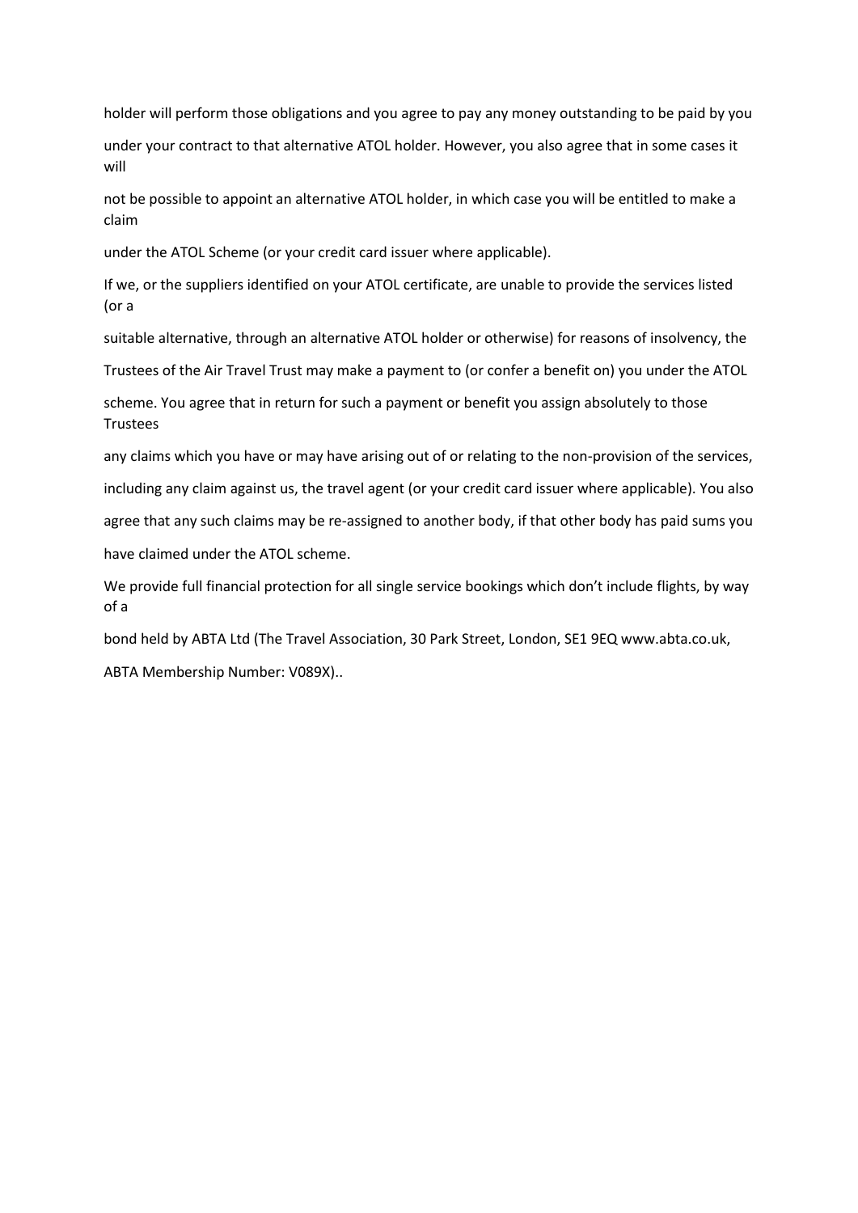holder will perform those obligations and you agree to pay any money outstanding to be paid by you under your contract to that alternative ATOL holder. However, you also agree that in some cases it will not be possible to appoint an alternative ATOL holder, in which case you will be entitled to make a claim under the ATOL Scheme (or your credit card issuer where applicable).

If we, or the suppliers identified on your ATOL certificate, are unable to provide the services listed (or a suitable alternative, through an alternative ATOL holder or otherwise) for reasons of insolvency, the Trustees of the Air Travel Trust may make a payment to (or confer a benefit on) you under the ATOL scheme. You agree that in return for such a payment or benefit you assign absolutely to those Trustees any claims which you have or may have arising out of or relating to the non-provision of the services, including any claim against us, the travel agent (or your credit card issuer where applicable). You also agree that any such claims may be re-assigned to another body, if that other body has paid sums you have claimed under the ATOL scheme.

We provide full financial protection for all single service bookings which don't include flights, by way of a bond held by ABTA Ltd (The Travel Association, 30 Park Street, London, SE1 9EQ www.abta.co.uk, ABTA Membership Number: V089X)..